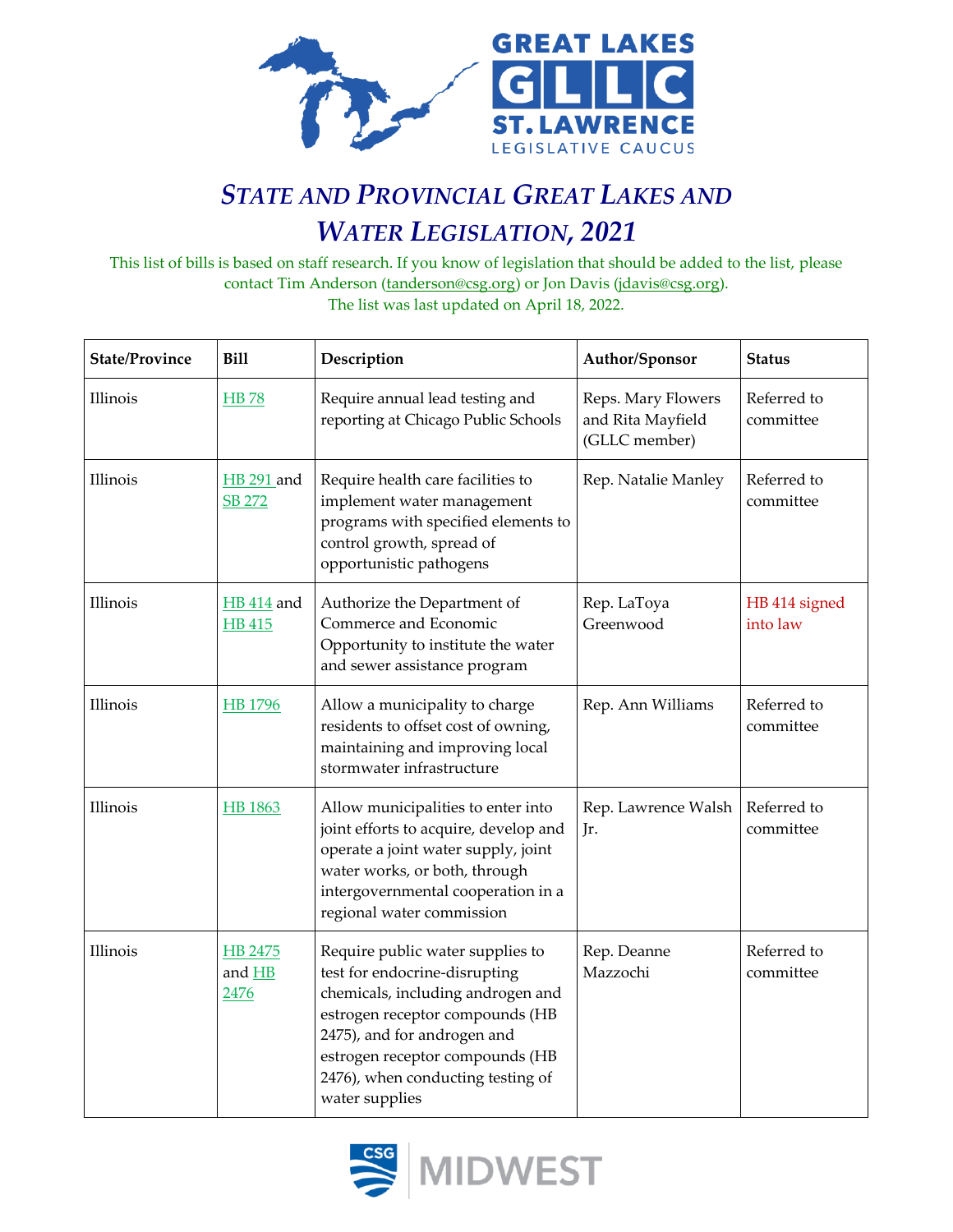# *STATE AND PROVINCIAL GREAT LAKES AND WATER LEGISLATION, 2021*

This list of bills is based on staff research. If you know of legislation that should be added to the list, please contact Tim Anderson (tanderson@csg.org) or Jon Davis (jdavis@csg.org).
The list was last updated on April 18, 2022.

| State/Province | Bill | Description | Author/Sponsor | Status |
|---|---|---|---|---|
| Illinois | HB 78 | Require annual lead testing and reporting at Chicago Public Schools | Reps. Mary Flowers and Rita Mayfield (GLLC member) | Referred to committee |
| Illinois | HB 291 and SB 272 | Require health care facilities to implement water management programs with specified elements to control growth, spread of opportunistic pathogens | Rep. Natalie Manley | Referred to committee |
| Illinois | HB 414 and HB 415 | Authorize the Department of Commerce and Economic Opportunity to institute the water and sewer assistance program | Rep. LaToya Greenwood | HB 414 signed into law |
| Illinois | HB 1796 | Allow a municipality to charge residents to offset cost of owning, maintaining and improving local stormwater infrastructure | Rep. Ann Williams | Referred to committee |
| Illinois | HB 1863 | Allow municipalities to enter into joint efforts to acquire, develop and operate a joint water supply, joint water works, or both, through intergovernmental cooperation in a regional water commission | Rep. Lawrence Walsh Jr. | Referred to committee |
| Illinois | HB 2475 and HB 2476 | Require public water supplies to test for endocrine-disrupting chemicals, including androgen and estrogen receptor compounds (HB 2475), and for androgen and estrogen receptor compounds (HB 2476), when conducting testing of water supplies | Rep. Deanne Mazzochi | Referred to committee |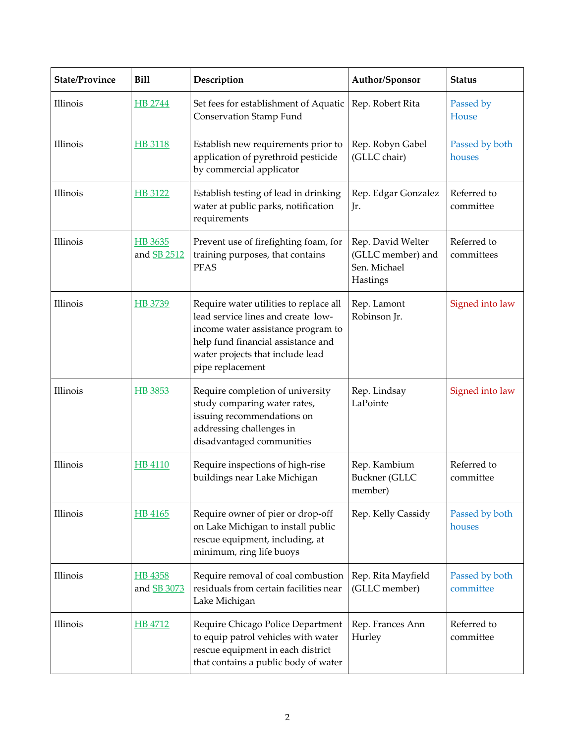| State/Province | Bill | Description | Author/Sponsor | Status |
|---|---|---|---|---|
| Illinois | HB 2744 | Set fees for establishment of Aquatic Conservation Stamp Fund | Rep. Robert Rita | Passed by House |
| Illinois | HB 3118 | Establish new requirements prior to application of pyrethroid pesticide by commercial applicator | Rep. Robyn Gabel (GLLC chair) | Passed by both houses |
| Illinois | HB 3122 | Establish testing of lead in drinking water at public parks, notification requirements | Rep. Edgar Gonzalez Jr. | Referred to committee |
| Illinois | HB 3635 and SB 2512 | Prevent use of firefighting foam, for training purposes, that contains PFAS | Rep. David Welter (GLLC member) and Sen. Michael Hastings | Referred to committees |
| Illinois | HB 3739 | Require water utilities to replace all lead service lines and create low-income water assistance program to help fund financial assistance and water projects that include lead pipe replacement | Rep. Lamont Robinson Jr. | Signed into law |
| Illinois | HB 3853 | Require completion of university study comparing water rates, issuing recommendations on addressing challenges in disadvantaged communities | Rep. Lindsay LaPointe | Signed into law |
| Illinois | HB 4110 | Require inspections of high-rise buildings near Lake Michigan | Rep. Kambium Buckner (GLLC member) | Referred to committee |
| Illinois | HB 4165 | Require owner of pier or drop-off on Lake Michigan to install public rescue equipment, including, at minimum, ring life buoys | Rep. Kelly Cassidy | Passed by both houses |
| Illinois | HB 4358 and SB 3073 | Require removal of coal combustion residuals from certain facilities near Lake Michigan | Rep. Rita Mayfield (GLLC member) | Passed by both committee |
| Illinois | HB 4712 | Require Chicago Police Department to equip patrol vehicles with water rescue equipment in each district that contains a public body of water | Rep. Frances Ann Hurley | Referred to committee |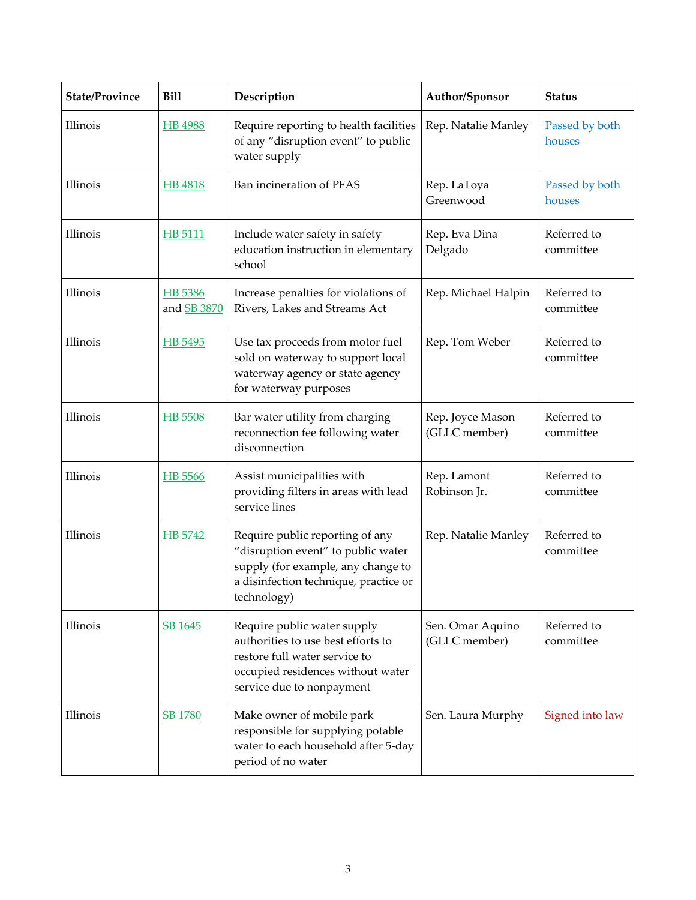| State/Province | Bill | Description | Author/Sponsor | Status |
|---|---|---|---|---|
| Illinois | HB 4988 | Require reporting to health facilities of any "disruption event" to public water supply | Rep. Natalie Manley | Passed by both houses |
| Illinois | HB 4818 | Ban incineration of PFAS | Rep. LaToya Greenwood | Passed by both houses |
| Illinois | HB 5111 | Include water safety in safety education instruction in elementary school | Rep. Eva Dina Delgado | Referred to committee |
| Illinois | HB 5386 and SB 3870 | Increase penalties for violations of Rivers, Lakes and Streams Act | Rep. Michael Halpin | Referred to committee |
| Illinois | HB 5495 | Use tax proceeds from motor fuel sold on waterway to support local waterway agency or state agency for waterway purposes | Rep. Tom Weber | Referred to committee |
| Illinois | HB 5508 | Bar water utility from charging reconnection fee following water disconnection | Rep. Joyce Mason (GLLC member) | Referred to committee |
| Illinois | HB 5566 | Assist municipalities with providing filters in areas with lead service lines | Rep. Lamont Robinson Jr. | Referred to committee |
| Illinois | HB 5742 | Require public reporting of any "disruption event" to public water supply (for example, any change to a disinfection technique, practice or technology) | Rep. Natalie Manley | Referred to committee |
| Illinois | SB 1645 | Require public water supply authorities to use best efforts to restore full water service to occupied residences without water service due to nonpayment | Sen. Omar Aquino (GLLC member) | Referred to committee |
| Illinois | SB 1780 | Make owner of mobile park responsible for supplying potable water to each household after 5-day period of no water | Sen. Laura Murphy | Signed into law |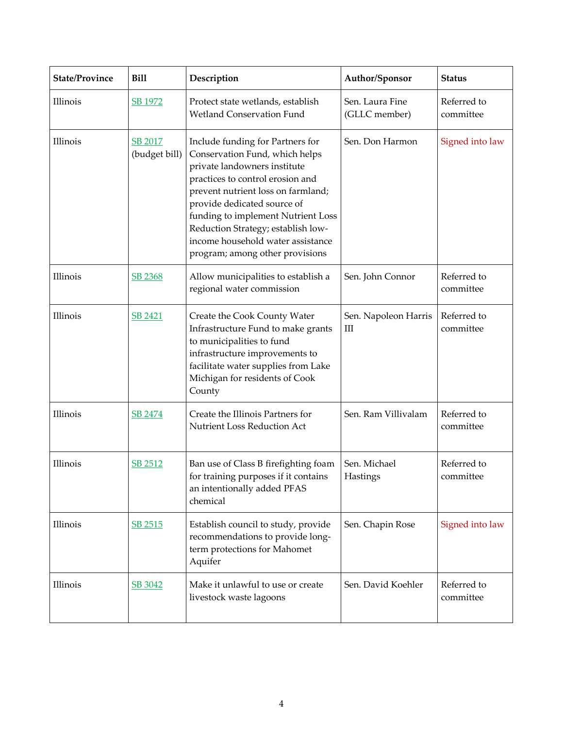| State/Province | Bill | Description | Author/Sponsor | Status |
|---|---|---|---|---|
| Illinois | SB 1972 | Protect state wetlands, establish Wetland Conservation Fund | Sen. Laura Fine (GLLC member) | Referred to committee |
| Illinois | SB 2017 (budget bill) | Include funding for Partners for Conservation Fund, which helps private landowners institute practices to control erosion and prevent nutrient loss on farmland; provide dedicated source of funding to implement Nutrient Loss Reduction Strategy; establish low-income household water assistance program; among other provisions | Sen. Don Harmon | Signed into law |
| Illinois | SB 2368 | Allow municipalities to establish a regional water commission | Sen. John Connor | Referred to committee |
| Illinois | SB 2421 | Create the Cook County Water Infrastructure Fund to make grants to municipalities to fund infrastructure improvements to facilitate water supplies from Lake Michigan for residents of Cook County | Sen. Napoleon Harris III | Referred to committee |
| Illinois | SB 2474 | Create the Illinois Partners for Nutrient Loss Reduction Act | Sen. Ram Villivalam | Referred to committee |
| Illinois | SB 2512 | Ban use of Class B firefighting foam for training purposes if it contains an intentionally added PFAS chemical | Sen. Michael Hastings | Referred to committee |
| Illinois | SB 2515 | Establish council to study, provide recommendations to provide long-term protections for Mahomet Aquifer | Sen. Chapin Rose | Signed into law |
| Illinois | SB 3042 | Make it unlawful to use or create livestock waste lagoons | Sen. David Koehler | Referred to committee |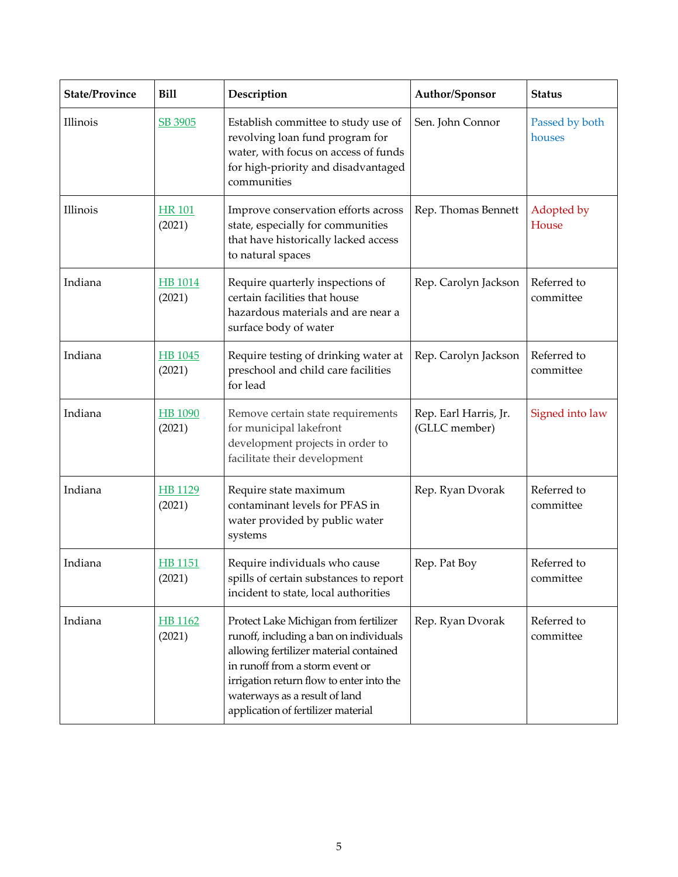| State/Province | Bill | Description | Author/Sponsor | Status |
|---|---|---|---|---|
| Illinois | SB 3905 | Establish committee to study use of revolving loan fund program for water, with focus on access of funds for high-priority and disadvantaged communities | Sen. John Connor | Passed by both houses |
| Illinois | HR 101 (2021) | Improve conservation efforts across state, especially for communities that have historically lacked access to natural spaces | Rep. Thomas Bennett | Adopted by House |
| Indiana | HB 1014 (2021) | Require quarterly inspections of certain facilities that house hazardous materials and are near a surface body of water | Rep. Carolyn Jackson | Referred to committee |
| Indiana | HB 1045 (2021) | Require testing of drinking water at preschool and child care facilities for lead | Rep. Carolyn Jackson | Referred to committee |
| Indiana | HB 1090 (2021) | Remove certain state requirements for municipal lakefront development projects in order to facilitate their development | Rep. Earl Harris, Jr. (GLLC member) | Signed into law |
| Indiana | HB 1129 (2021) | Require state maximum contaminant levels for PFAS in water provided by public water systems | Rep. Ryan Dvorak | Referred to committee |
| Indiana | HB 1151 (2021) | Require individuals who cause spills of certain substances to report incident to state, local authorities | Rep. Pat Boy | Referred to committee |
| Indiana | HB 1162 (2021) | Protect Lake Michigan from fertilizer runoff, including a ban on individuals allowing fertilizer material contained in runoff from a storm event or irrigation return flow to enter into the waterways as a result of land application of fertilizer material | Rep. Ryan Dvorak | Referred to committee |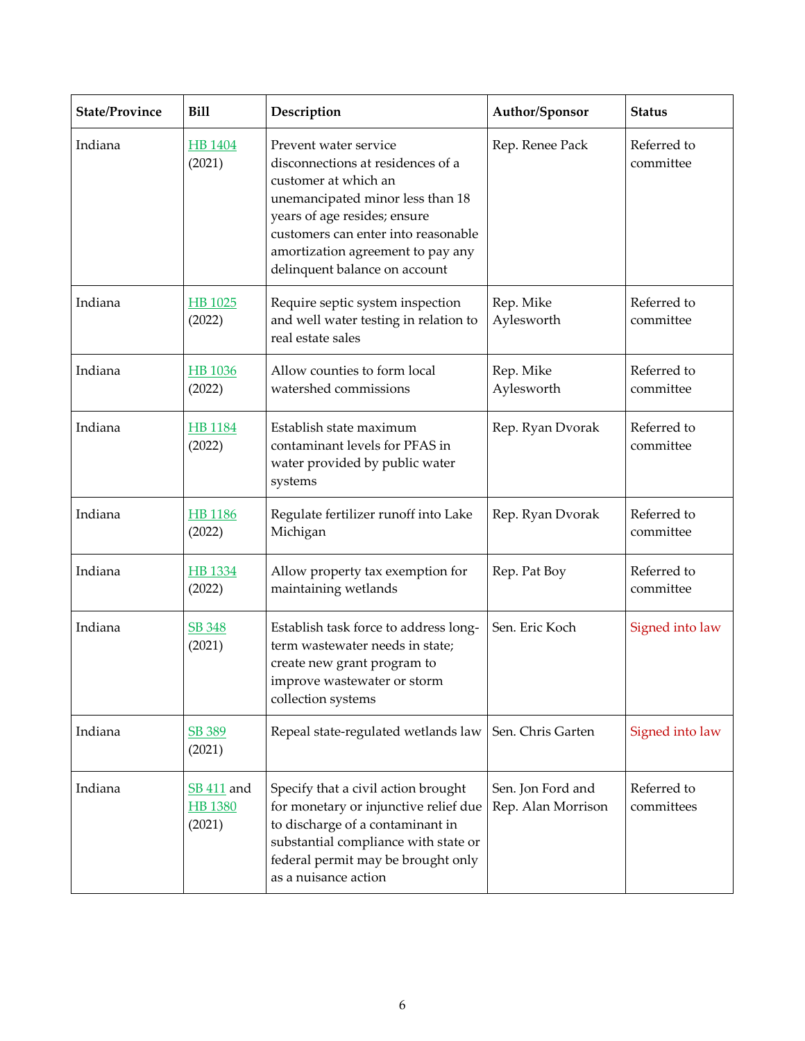| State/Province | Bill | Description | Author/Sponsor | Status |
|---|---|---|---|---|
| Indiana | HB 1404 (2021) | Prevent water service disconnections at residences of a customer at which an unemancipated minor less than 18 years of age resides; ensure customers can enter into reasonable amortization agreement to pay any delinquent balance on account | Rep. Renee Pack | Referred to committee |
| Indiana | HB 1025 (2022) | Require septic system inspection and well water testing in relation to real estate sales | Rep. Mike Aylesworth | Referred to committee |
| Indiana | HB 1036 (2022) | Allow counties to form local watershed commissions | Rep. Mike Aylesworth | Referred to committee |
| Indiana | HB 1184 (2022) | Establish state maximum contaminant levels for PFAS in water provided by public water systems | Rep. Ryan Dvorak | Referred to committee |
| Indiana | HB 1186 (2022) | Regulate fertilizer runoff into Lake Michigan | Rep. Ryan Dvorak | Referred to committee |
| Indiana | HB 1334 (2022) | Allow property tax exemption for maintaining wetlands | Rep. Pat Boy | Referred to committee |
| Indiana | SB 348 (2021) | Establish task force to address long-term wastewater needs in state; create new grant program to improve wastewater or storm collection systems | Sen. Eric Koch | Signed into law |
| Indiana | SB 389 (2021) | Repeal state-regulated wetlands law | Sen. Chris Garten | Signed into law |
| Indiana | SB 411 and HB 1380 (2021) | Specify that a civil action brought for monetary or injunctive relief due to discharge of a contaminant in substantial compliance with state or federal permit may be brought only as a nuisance action | Sen. Jon Ford and Rep. Alan Morrison | Referred to committees |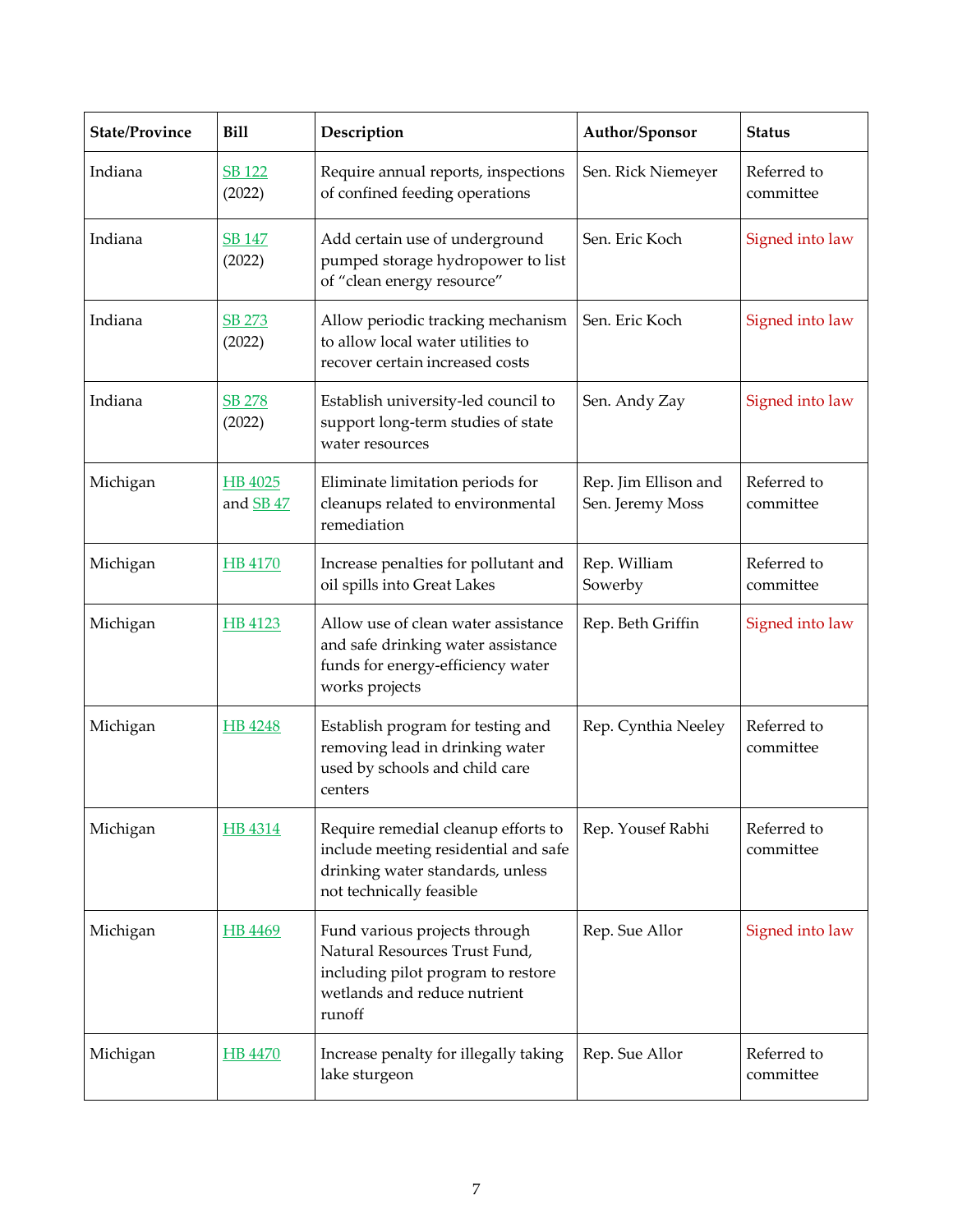| State/Province | Bill | Description | Author/Sponsor | Status |
|---|---|---|---|---|
| Indiana | SB 122 (2022) | Require annual reports, inspections of confined feeding operations | Sen. Rick Niemeyer | Referred to committee |
| Indiana | SB 147 (2022) | Add certain use of underground pumped storage hydropower to list of "clean energy resource" | Sen. Eric Koch | Signed into law |
| Indiana | SB 273 (2022) | Allow periodic tracking mechanism to allow local water utilities to recover certain increased costs | Sen. Eric Koch | Signed into law |
| Indiana | SB 278 (2022) | Establish university-led council to support long-term studies of state water resources | Sen. Andy Zay | Signed into law |
| Michigan | HB 4025 and SB 47 | Eliminate limitation periods for cleanups related to environmental remediation | Rep. Jim Ellison and Sen. Jeremy Moss | Referred to committee |
| Michigan | HB 4170 | Increase penalties for pollutant and oil spills into Great Lakes | Rep. William Sowerby | Referred to committee |
| Michigan | HB 4123 | Allow use of clean water assistance and safe drinking water assistance funds for energy-efficiency water works projects | Rep. Beth Griffin | Signed into law |
| Michigan | HB 4248 | Establish program for testing and removing lead in drinking water used by schools and child care centers | Rep. Cynthia Neeley | Referred to committee |
| Michigan | HB 4314 | Require remedial cleanup efforts to include meeting residential and safe drinking water standards, unless not technically feasible | Rep. Yousef Rabhi | Referred to committee |
| Michigan | HB 4469 | Fund various projects through Natural Resources Trust Fund, including pilot program to restore wetlands and reduce nutrient runoff | Rep. Sue Allor | Signed into law |
| Michigan | HB 4470 | Increase penalty for illegally taking lake sturgeon | Rep. Sue Allor | Referred to committee |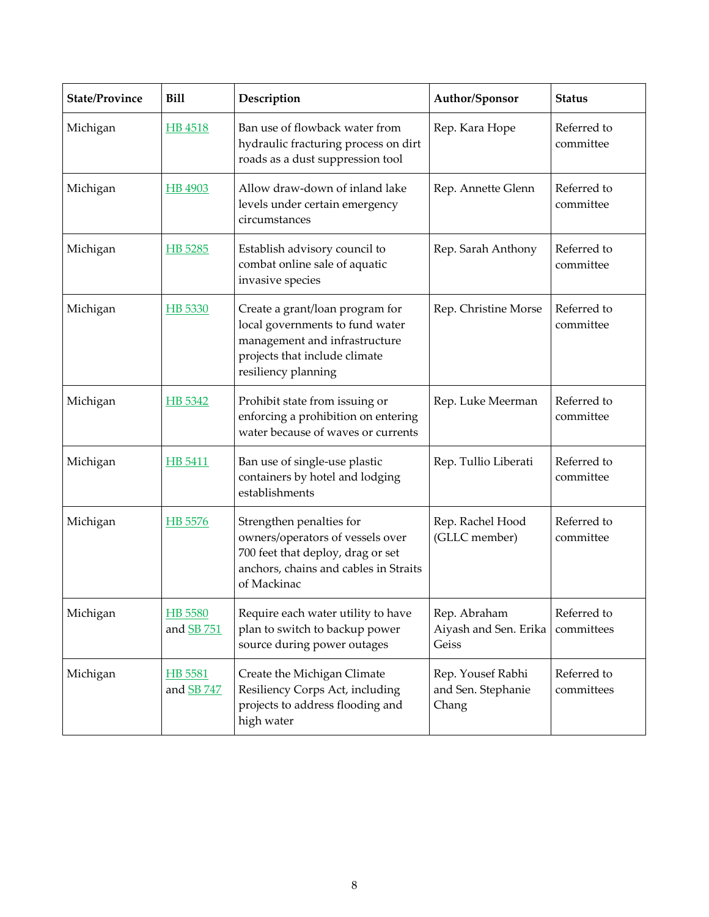| State/Province | Bill | Description | Author/Sponsor | Status |
|---|---|---|---|---|
| Michigan | HB 4518 | Ban use of flowback water from hydraulic fracturing process on dirt roads as a dust suppression tool | Rep. Kara Hope | Referred to committee |
| Michigan | HB 4903 | Allow draw-down of inland lake levels under certain emergency circumstances | Rep. Annette Glenn | Referred to committee |
| Michigan | HB 5285 | Establish advisory council to combat online sale of aquatic invasive species | Rep. Sarah Anthony | Referred to committee |
| Michigan | HB 5330 | Create a grant/loan program for local governments to fund water management and infrastructure projects that include climate resiliency planning | Rep. Christine Morse | Referred to committee |
| Michigan | HB 5342 | Prohibit state from issuing or enforcing a prohibition on entering water because of waves or currents | Rep. Luke Meerman | Referred to committee |
| Michigan | HB 5411 | Ban use of single-use plastic containers by hotel and lodging establishments | Rep. Tullio Liberati | Referred to committee |
| Michigan | HB 5576 | Strengthen penalties for owners/operators of vessels over 700 feet that deploy, drag or set anchors, chains and cables in Straits of Mackinac | Rep. Rachel Hood (GLLC member) | Referred to committee |
| Michigan | HB 5580 and SB 751 | Require each water utility to have plan to switch to backup power source during power outages | Rep. Abraham Aiyash and Sen. Erika Geiss | Referred to committees |
| Michigan | HB 5581 and SB 747 | Create the Michigan Climate Resiliency Corps Act, including projects to address flooding and high water | Rep. Yousef Rabhi and Sen. Stephanie Chang | Referred to committees |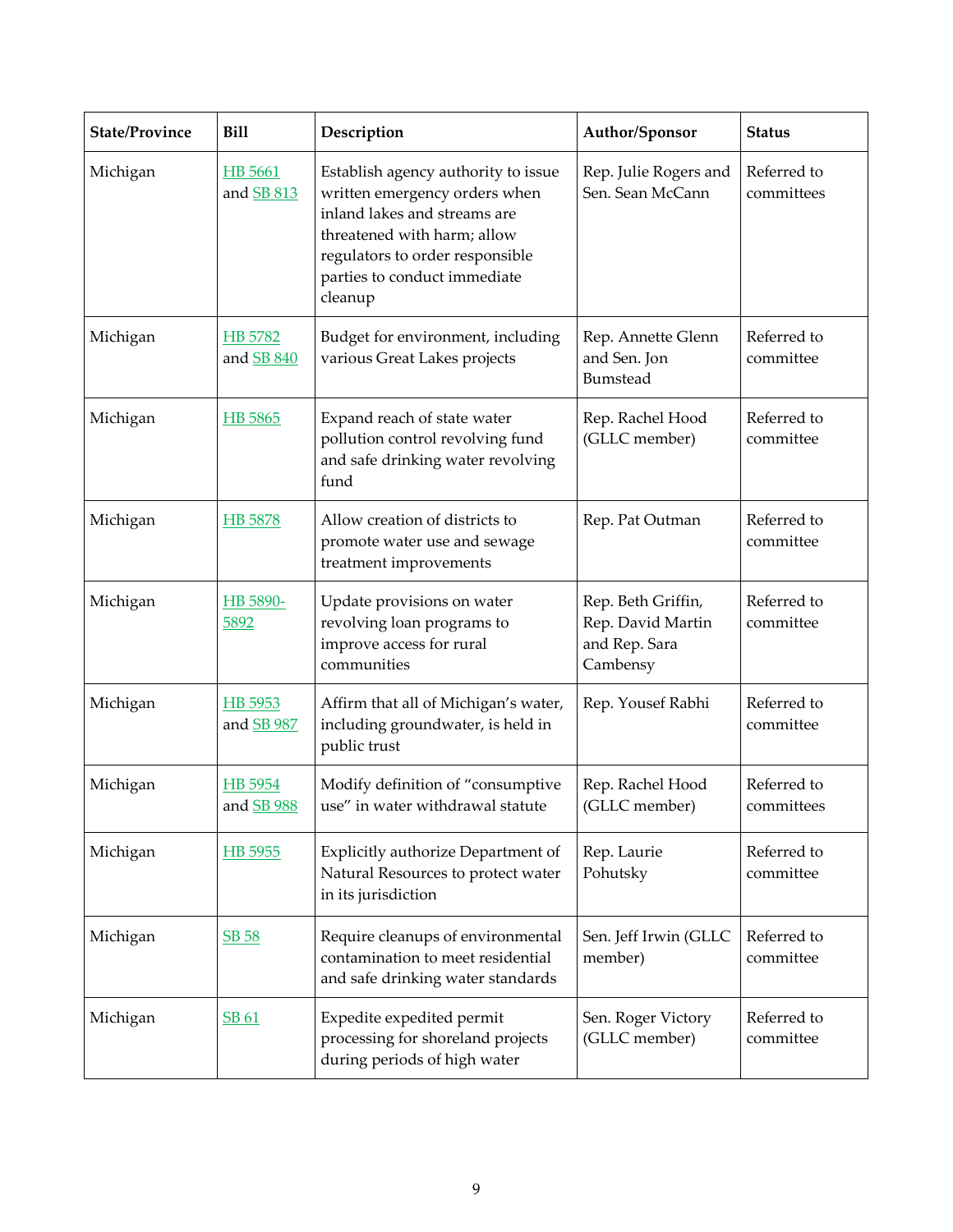| State/Province | Bill | Description | Author/Sponsor | Status |
|---|---|---|---|---|
| Michigan | HB 5661 and SB 813 | Establish agency authority to issue written emergency orders when inland lakes and streams are threatened with harm; allow regulators to order responsible parties to conduct immediate cleanup | Rep. Julie Rogers and Sen. Sean McCann | Referred to committees |
| Michigan | HB 5782 and SB 840 | Budget for environment, including various Great Lakes projects | Rep. Annette Glenn and Sen. Jon Bumstead | Referred to committee |
| Michigan | HB 5865 | Expand reach of state water pollution control revolving fund and safe drinking water revolving fund | Rep. Rachel Hood (GLLC member) | Referred to committee |
| Michigan | HB 5878 | Allow creation of districts to promote water use and sewage treatment improvements | Rep. Pat Outman | Referred to committee |
| Michigan | HB 5890-5892 | Update provisions on water revolving loan programs to improve access for rural communities | Rep. Beth Griffin, Rep. David Martin and Rep. Sara Cambensy | Referred to committee |
| Michigan | HB 5953 and SB 987 | Affirm that all of Michigan's water, including groundwater, is held in public trust | Rep. Yousef Rabhi | Referred to committee |
| Michigan | HB 5954 and SB 988 | Modify definition of "consumptive use" in water withdrawal statute | Rep. Rachel Hood (GLLC member) | Referred to committees |
| Michigan | HB 5955 | Explicitly authorize Department of Natural Resources to protect water in its jurisdiction | Rep. Laurie Pohutsky | Referred to committee |
| Michigan | SB 58 | Require cleanups of environmental contamination to meet residential and safe drinking water standards | Sen. Jeff Irwin (GLLC member) | Referred to committee |
| Michigan | SB 61 | Expedite expedited permit processing for shoreland projects during periods of high water | Sen. Roger Victory (GLLC member) | Referred to committee |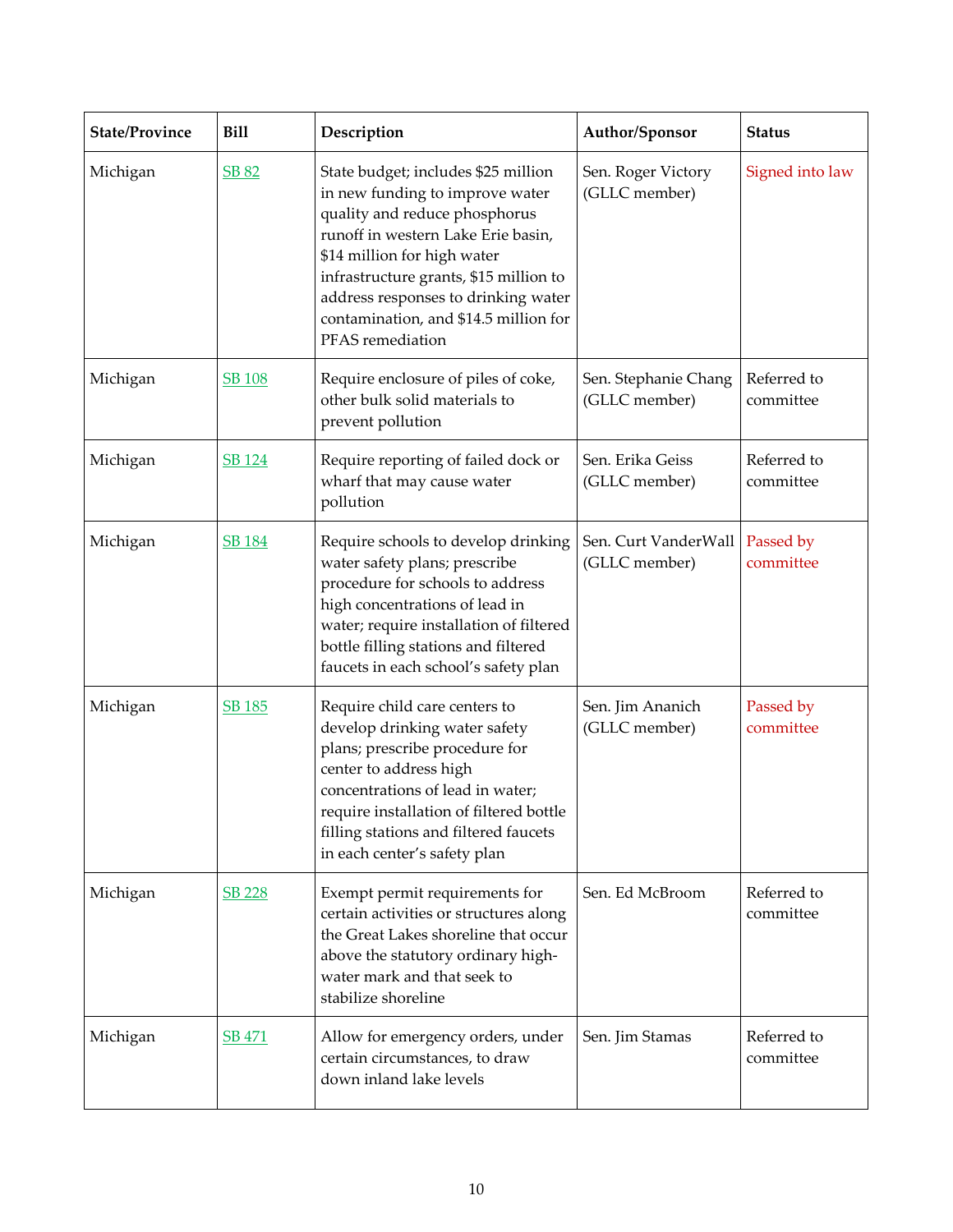| State/Province | Bill | Description | Author/Sponsor | Status |
|---|---|---|---|---|
| Michigan | SB 82 | State budget; includes $25 million in new funding to improve water quality and reduce phosphorus runoff in western Lake Erie basin, $14 million for high water infrastructure grants, $15 million to address responses to drinking water contamination, and $14.5 million for PFAS remediation | Sen. Roger Victory (GLLC member) | Signed into law |
| Michigan | SB 108 | Require enclosure of piles of coke, other bulk solid materials to prevent pollution | Sen. Stephanie Chang (GLLC member) | Referred to committee |
| Michigan | SB 124 | Require reporting of failed dock or wharf that may cause water pollution | Sen. Erika Geiss (GLLC member) | Referred to committee |
| Michigan | SB 184 | Require schools to develop drinking water safety plans; prescribe procedure for schools to address high concentrations of lead in water; require installation of filtered bottle filling stations and filtered faucets in each school's safety plan | Sen. Curt VanderWall (GLLC member) | Passed by committee |
| Michigan | SB 185 | Require child care centers to develop drinking water safety plans; prescribe procedure for center to address high concentrations of lead in water; require installation of filtered bottle filling stations and filtered faucets in each center's safety plan | Sen. Jim Ananich (GLLC member) | Passed by committee |
| Michigan | SB 228 | Exempt permit requirements for certain activities or structures along the Great Lakes shoreline that occur above the statutory ordinary high-water mark and that seek to stabilize shoreline | Sen. Ed McBroom | Referred to committee |
| Michigan | SB 471 | Allow for emergency orders, under certain circumstances, to draw down inland lake levels | Sen. Jim Stamas | Referred to committee |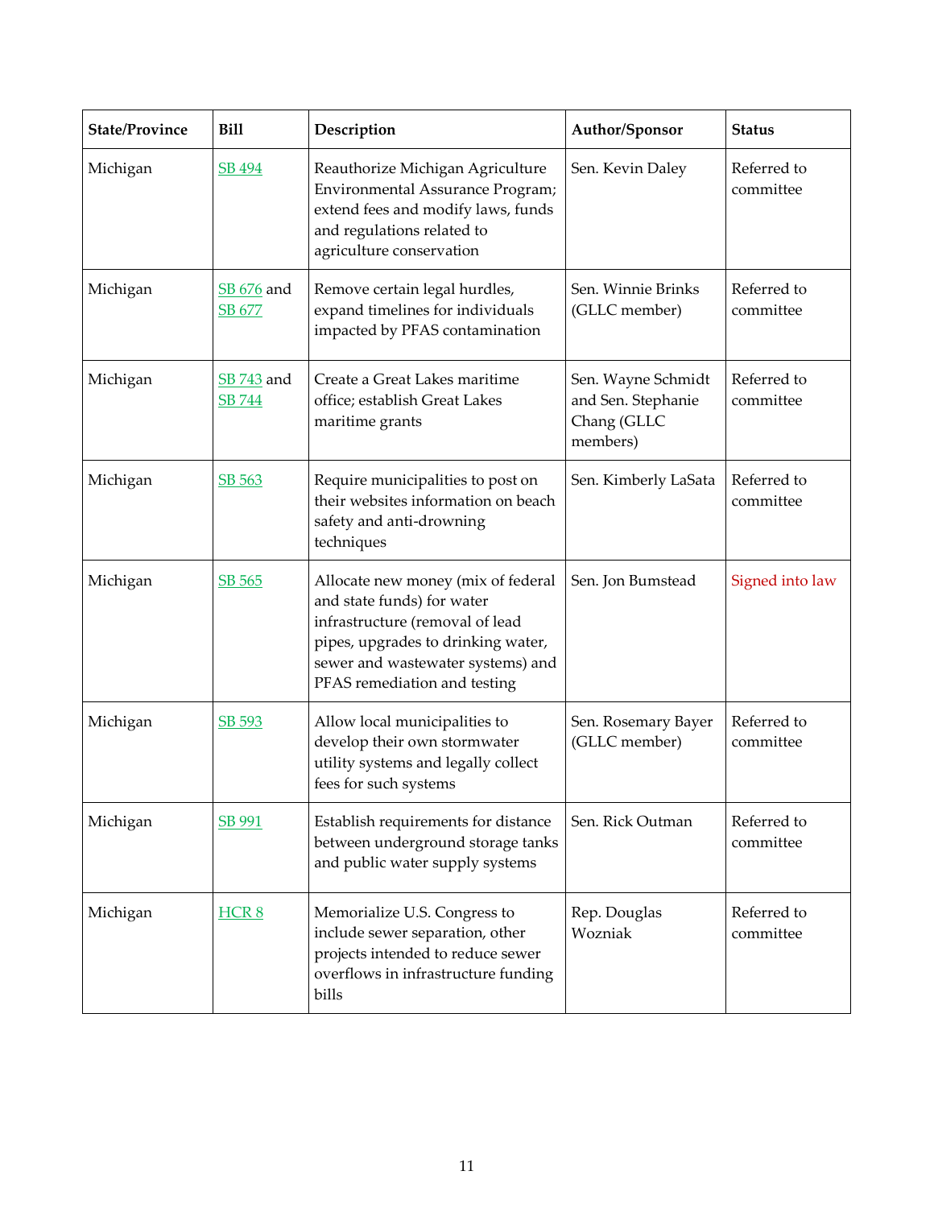| State/Province | Bill | Description | Author/Sponsor | Status |
|---|---|---|---|---|
| Michigan | SB 494 | Reauthorize Michigan Agriculture Environmental Assurance Program; extend fees and modify laws, funds and regulations related to agriculture conservation | Sen. Kevin Daley | Referred to committee |
| Michigan | SB 676 and SB 677 | Remove certain legal hurdles, expand timelines for individuals impacted by PFAS contamination | Sen. Winnie Brinks (GLLC member) | Referred to committee |
| Michigan | SB 743 and SB 744 | Create a Great Lakes maritime office; establish Great Lakes maritime grants | Sen. Wayne Schmidt and Sen. Stephanie Chang (GLLC members) | Referred to committee |
| Michigan | SB 563 | Require municipalities to post on their websites information on beach safety and anti-drowning techniques | Sen. Kimberly LaSata | Referred to committee |
| Michigan | SB 565 | Allocate new money (mix of federal and state funds) for water infrastructure (removal of lead pipes, upgrades to drinking water, sewer and wastewater systems) and PFAS remediation and testing | Sen. Jon Bumstead | Signed into law |
| Michigan | SB 593 | Allow local municipalities to develop their own stormwater utility systems and legally collect fees for such systems | Sen. Rosemary Bayer (GLLC member) | Referred to committee |
| Michigan | SB 991 | Establish requirements for distance between underground storage tanks and public water supply systems | Sen. Rick Outman | Referred to committee |
| Michigan | HCR 8 | Memorialize U.S. Congress to include sewer separation, other projects intended to reduce sewer overflows in infrastructure funding bills | Rep. Douglas Wozniak | Referred to committee |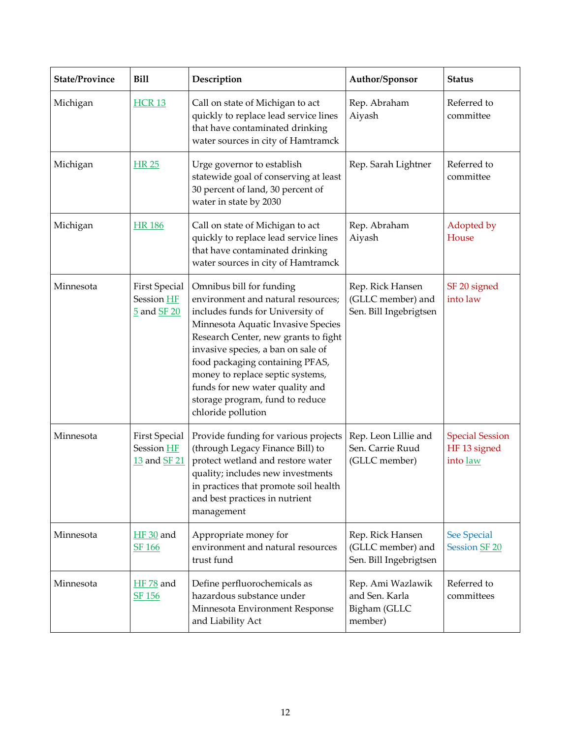| State/Province | Bill | Description | Author/Sponsor | Status |
|---|---|---|---|---|
| Michigan | HCR 13 | Call on state of Michigan to act quickly to replace lead service lines that have contaminated drinking water sources in city of Hamtramck | Rep. Abraham Aiyash | Referred to committee |
| Michigan | HR 25 | Urge governor to establish statewide goal of conserving at least 30 percent of land, 30 percent of water in state by 2030 | Rep. Sarah Lightner | Referred to committee |
| Michigan | HR 186 | Call on state of Michigan to act quickly to replace lead service lines that have contaminated drinking water sources in city of Hamtramck | Rep. Abraham Aiyash | Adopted by House |
| Minnesota | First Special Session HF 5 and SF 20 | Omnibus bill for funding environment and natural resources; includes funds for University of Minnesota Aquatic Invasive Species Research Center, new grants to fight invasive species, a ban on sale of food packaging containing PFAS, money to replace septic systems, funds for new water quality and storage program, fund to reduce chloride pollution | Rep. Rick Hansen (GLLC member) and Sen. Bill Ingebrigtsen | SF 20 signed into law |
| Minnesota | First Special Session HF 13 and SF 21 | Provide funding for various projects (through Legacy Finance Bill) to protect wetland and restore water quality; includes new investments in practices that promote soil health and best practices in nutrient management | Rep. Leon Lillie and Sen. Carrie Ruud (GLLC member) | Special Session HF 13 signed into law |
| Minnesota | HF 30 and SF 166 | Appropriate money for environment and natural resources trust fund | Rep. Rick Hansen (GLLC member) and Sen. Bill Ingebrigtsen | See Special Session SF 20 |
| Minnesota | HF 78 and SF 156 | Define perfluorochemicals as hazardous substance under Minnesota Environment Response and Liability Act | Rep. Ami Wazlawik and Sen. Karla Bigham (GLLC member) | Referred to committees |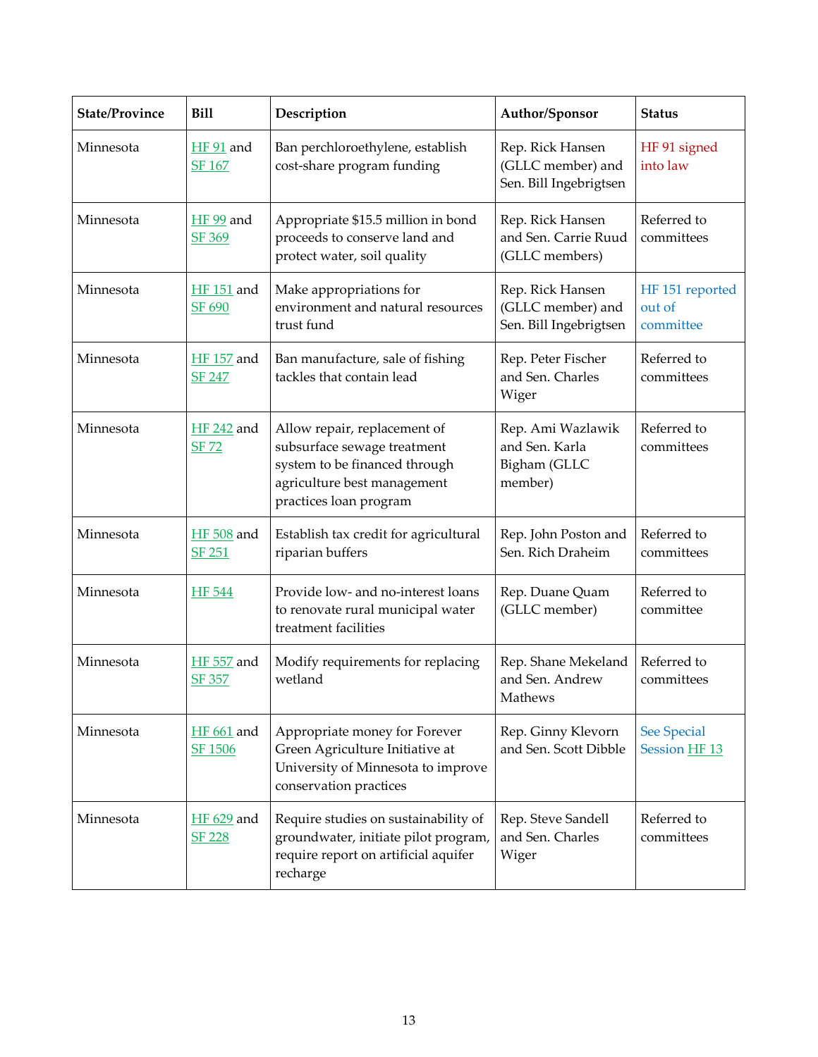| State/Province | Bill | Description | Author/Sponsor | Status |
|---|---|---|---|---|
| Minnesota | HF 91 and SF 167 | Ban perchloroethylene, establish cost-share program funding | Rep. Rick Hansen (GLLC member) and Sen. Bill Ingebrigtsen | HF 91 signed into law |
| Minnesota | HF 99 and SF 369 | Appropriate $15.5 million in bond proceeds to conserve land and protect water, soil quality | Rep. Rick Hansen and Sen. Carrie Ruud (GLLC members) | Referred to committees |
| Minnesota | HF 151 and SF 690 | Make appropriations for environment and natural resources trust fund | Rep. Rick Hansen (GLLC member) and Sen. Bill Ingebrigtsen | HF 151 reported out of committee |
| Minnesota | HF 157 and SF 247 | Ban manufacture, sale of fishing tackles that contain lead | Rep. Peter Fischer and Sen. Charles Wiger | Referred to committees |
| Minnesota | HF 242 and SF 72 | Allow repair, replacement of subsurface sewage treatment system to be financed through agriculture best management practices loan program | Rep. Ami Wazlawik and Sen. Karla Bigham (GLLC member) | Referred to committees |
| Minnesota | HF 508 and SF 251 | Establish tax credit for agricultural riparian buffers | Rep. John Poston and Sen. Rich Draheim | Referred to committees |
| Minnesota | HF 544 | Provide low- and no-interest loans to renovate rural municipal water treatment facilities | Rep. Duane Quam (GLLC member) | Referred to committee |
| Minnesota | HF 557 and SF 357 | Modify requirements for replacing wetland | Rep. Shane Mekeland and Sen. Andrew Mathews | Referred to committees |
| Minnesota | HF 661 and SF 1506 | Appropriate money for Forever Green Agriculture Initiative at University of Minnesota to improve conservation practices | Rep. Ginny Klevorn and Sen. Scott Dibble | See Special Session HF 13 |
| Minnesota | HF 629 and SF 228 | Require studies on sustainability of groundwater, initiate pilot program, require report on artificial aquifer recharge | Rep. Steve Sandell and Sen. Charles Wiger | Referred to committees |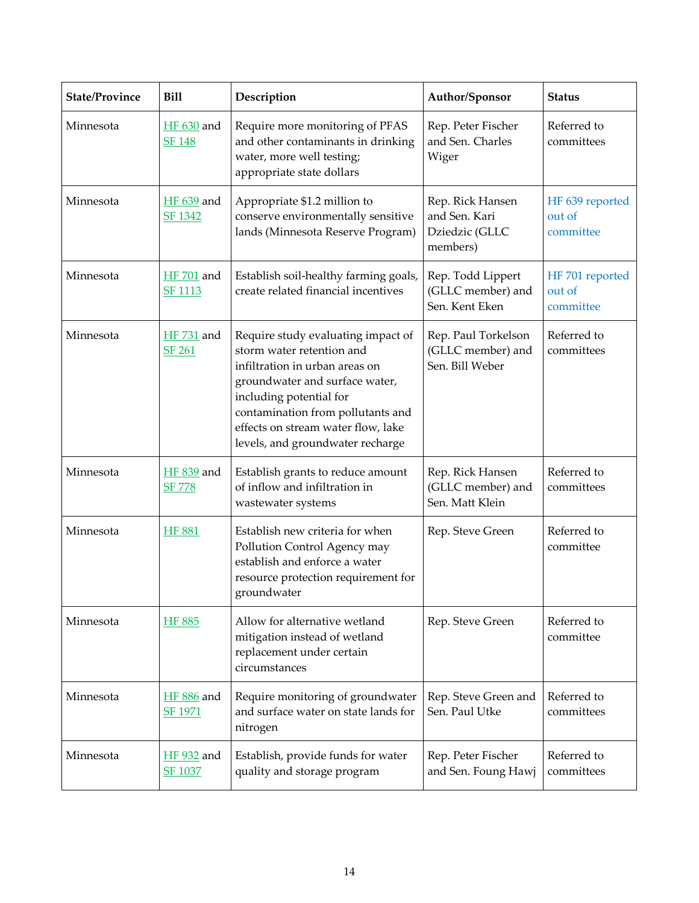| State/Province | Bill | Description | Author/Sponsor | Status |
|---|---|---|---|---|
| Minnesota | HF 630 and SF 148 | Require more monitoring of PFAS and other contaminants in drinking water, more well testing; appropriate state dollars | Rep. Peter Fischer and Sen. Charles Wiger | Referred to committees |
| Minnesota | HF 639 and SF 1342 | Appropriate $1.2 million to conserve environmentally sensitive lands (Minnesota Reserve Program) | Rep. Rick Hansen and Sen. Kari Dziedzic (GLLC members) | HF 639 reported out of committee |
| Minnesota | HF 701 and SF 1113 | Establish soil-healthy farming goals, create related financial incentives | Rep. Todd Lippert (GLLC member) and Sen. Kent Eken | HF 701 reported out of committee |
| Minnesota | HF 731 and SF 261 | Require study evaluating impact of storm water retention and infiltration in urban areas on groundwater and surface water, including potential for contamination from pollutants and effects on stream water flow, lake levels, and groundwater recharge | Rep. Paul Torkelson (GLLC member) and Sen. Bill Weber | Referred to committees |
| Minnesota | HF 839 and SF 778 | Establish grants to reduce amount of inflow and infiltration in wastewater systems | Rep. Rick Hansen (GLLC member) and Sen. Matt Klein | Referred to committees |
| Minnesota | HF 881 | Establish new criteria for when Pollution Control Agency may establish and enforce a water resource protection requirement for groundwater | Rep. Steve Green | Referred to committee |
| Minnesota | HF 885 | Allow for alternative wetland mitigation instead of wetland replacement under certain circumstances | Rep. Steve Green | Referred to committee |
| Minnesota | HF 886 and SF 1971 | Require monitoring of groundwater and surface water on state lands for nitrogen | Rep. Steve Green and Sen. Paul Utke | Referred to committees |
| Minnesota | HF 932 and SF 1037 | Establish, provide funds for water quality and storage program | Rep. Peter Fischer and Sen. Foung Hawj | Referred to committees |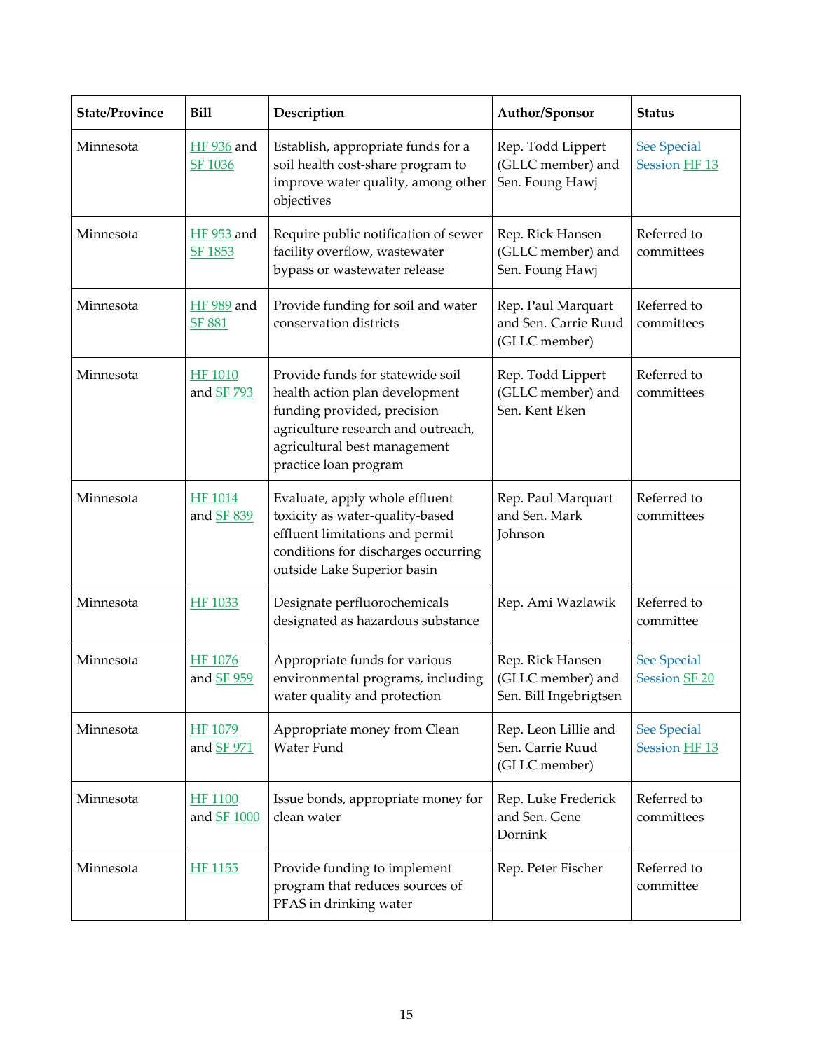| State/Province | Bill | Description | Author/Sponsor | Status |
| --- | --- | --- | --- | --- |
| Minnesota | HF 936 and SF 1036 | Establish, appropriate funds for a soil health cost-share program to improve water quality, among other objectives | Rep. Todd Lippert (GLLC member) and Sen. Foung Hawj | See Special Session HF 13 |
| Minnesota | HF 953 and SF 1853 | Require public notification of sewer facility overflow, wastewater bypass or wastewater release | Rep. Rick Hansen (GLLC member) and Sen. Foung Hawj | Referred to committees |
| Minnesota | HF 989 and SF 881 | Provide funding for soil and water conservation districts | Rep. Paul Marquart and Sen. Carrie Ruud (GLLC member) | Referred to committees |
| Minnesota | HF 1010 and SF 793 | Provide funds for statewide soil health action plan development funding provided, precision agriculture research and outreach, agricultural best management practice loan program | Rep. Todd Lippert (GLLC member) and Sen. Kent Eken | Referred to committees |
| Minnesota | HF 1014 and SF 839 | Evaluate, apply whole effluent toxicity as water-quality-based effluent limitations and permit conditions for discharges occurring outside Lake Superior basin | Rep. Paul Marquart and Sen. Mark Johnson | Referred to committees |
| Minnesota | HF 1033 | Designate perfluorochemicals designated as hazardous substance | Rep. Ami Wazlawik | Referred to committee |
| Minnesota | HF 1076 and SF 959 | Appropriate funds for various environmental programs, including water quality and protection | Rep. Rick Hansen (GLLC member) and Sen. Bill Ingebrigtsen | See Special Session SF 20 |
| Minnesota | HF 1079 and SF 971 | Appropriate money from Clean Water Fund | Rep. Leon Lillie and Sen. Carrie Ruud (GLLC member) | See Special Session HF 13 |
| Minnesota | HF 1100 and SF 1000 | Issue bonds, appropriate money for clean water | Rep. Luke Frederick and Sen. Gene Dornink | Referred to committees |
| Minnesota | HF 1155 | Provide funding to implement program that reduces sources of PFAS in drinking water | Rep. Peter Fischer | Referred to committee |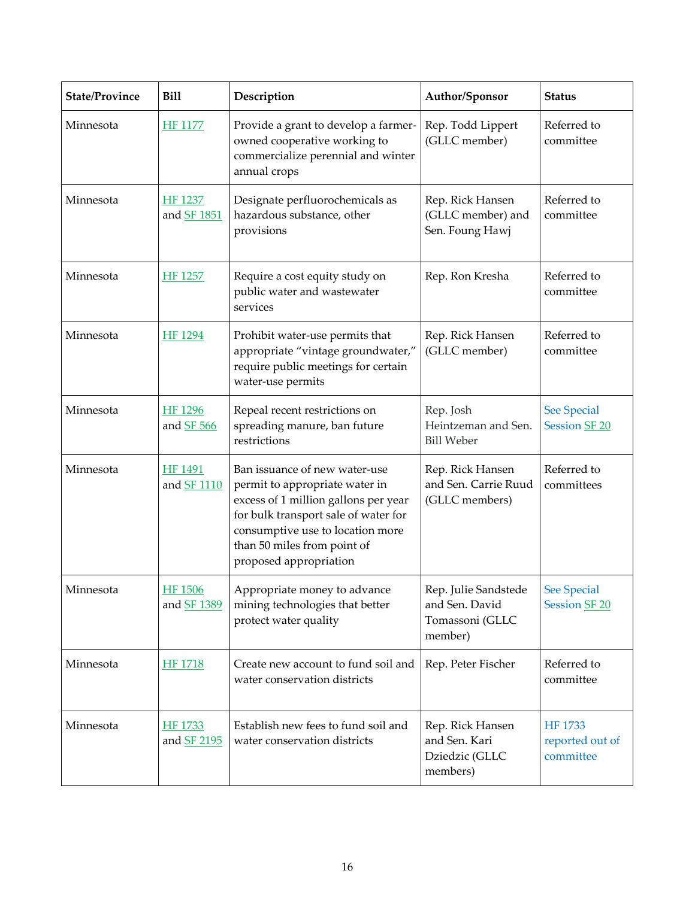| State/Province | Bill | Description | Author/Sponsor | Status |
|---|---|---|---|---|
| Minnesota | HF 1177 | Provide a grant to develop a farmer-owned cooperative working to commercialize perennial and winter annual crops | Rep. Todd Lippert (GLLC member) | Referred to committee |
| Minnesota | HF 1237 and SF 1851 | Designate perfluorochemicals as hazardous substance, other provisions | Rep. Rick Hansen (GLLC member) and Sen. Foung Hawj | Referred to committee |
| Minnesota | HF 1257 | Require a cost equity study on public water and wastewater services | Rep. Ron Kresha | Referred to committee |
| Minnesota | HF 1294 | Prohibit water-use permits that appropriate "vintage groundwater," require public meetings for certain water-use permits | Rep. Rick Hansen (GLLC member) | Referred to committee |
| Minnesota | HF 1296 and SF 566 | Repeal recent restrictions on spreading manure, ban future restrictions | Rep. Josh Heintzeman and Sen. Bill Weber | See Special Session SF 20 |
| Minnesota | HF 1491 and SF 1110 | Ban issuance of new water-use permit to appropriate water in excess of 1 million gallons per year for bulk transport sale of water for consumptive use to location more than 50 miles from point of proposed appropriation | Rep. Rick Hansen and Sen. Carrie Ruud (GLLC members) | Referred to committees |
| Minnesota | HF 1506 and SF 1389 | Appropriate money to advance mining technologies that better protect water quality | Rep. Julie Sandstede and Sen. David Tomassoni (GLLC member) | See Special Session SF 20 |
| Minnesota | HF 1718 | Create new account to fund soil and water conservation districts | Rep. Peter Fischer | Referred to committee |
| Minnesota | HF 1733 and SF 2195 | Establish new fees to fund soil and water conservation districts | Rep. Rick Hansen and Sen. Kari Dziedzic (GLLC members) | HF 1733 reported out of committee |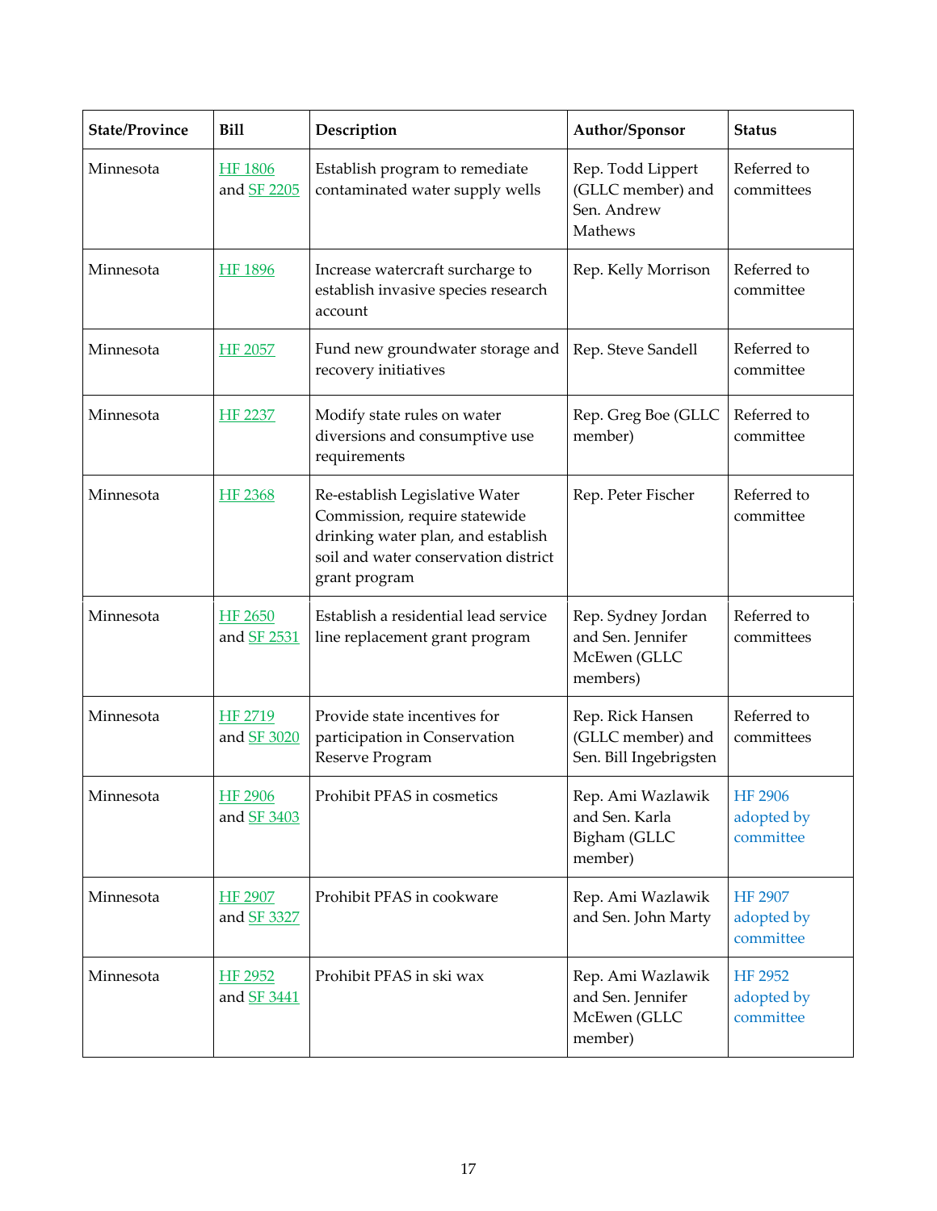| State/Province | Bill | Description | Author/Sponsor | Status |
|---|---|---|---|---|
| Minnesota | HF 1806 and SF 2205 | Establish program to remediate contaminated water supply wells | Rep. Todd Lippert (GLLC member) and Sen. Andrew Mathews | Referred to committees |
| Minnesota | HF 1896 | Increase watercraft surcharge to establish invasive species research account | Rep. Kelly Morrison | Referred to committee |
| Minnesota | HF 2057 | Fund new groundwater storage and recovery initiatives | Rep. Steve Sandell | Referred to committee |
| Minnesota | HF 2237 | Modify state rules on water diversions and consumptive use requirements | Rep. Greg Boe (GLLC member) | Referred to committee |
| Minnesota | HF 2368 | Re-establish Legislative Water Commission, require statewide drinking water plan, and establish soil and water conservation district grant program | Rep. Peter Fischer | Referred to committee |
| Minnesota | HF 2650 and SF 2531 | Establish a residential lead service line replacement grant program | Rep. Sydney Jordan and Sen. Jennifer McEwen (GLLC members) | Referred to committees |
| Minnesota | HF 2719 and SF 3020 | Provide state incentives for participation in Conservation Reserve Program | Rep. Rick Hansen (GLLC member) and Sen. Bill Ingebrigsten | Referred to committees |
| Minnesota | HF 2906 and SF 3403 | Prohibit PFAS in cosmetics | Rep. Ami Wazlawik and Sen. Karla Bigham (GLLC member) | HF 2906 adopted by committee |
| Minnesota | HF 2907 and SF 3327 | Prohibit PFAS in cookware | Rep. Ami Wazlawik and Sen. John Marty | HF 2907 adopted by committee |
| Minnesota | HF 2952 and SF 3441 | Prohibit PFAS in ski wax | Rep. Ami Wazlawik and Sen. Jennifer McEwen (GLLC member) | HF 2952 adopted by committee |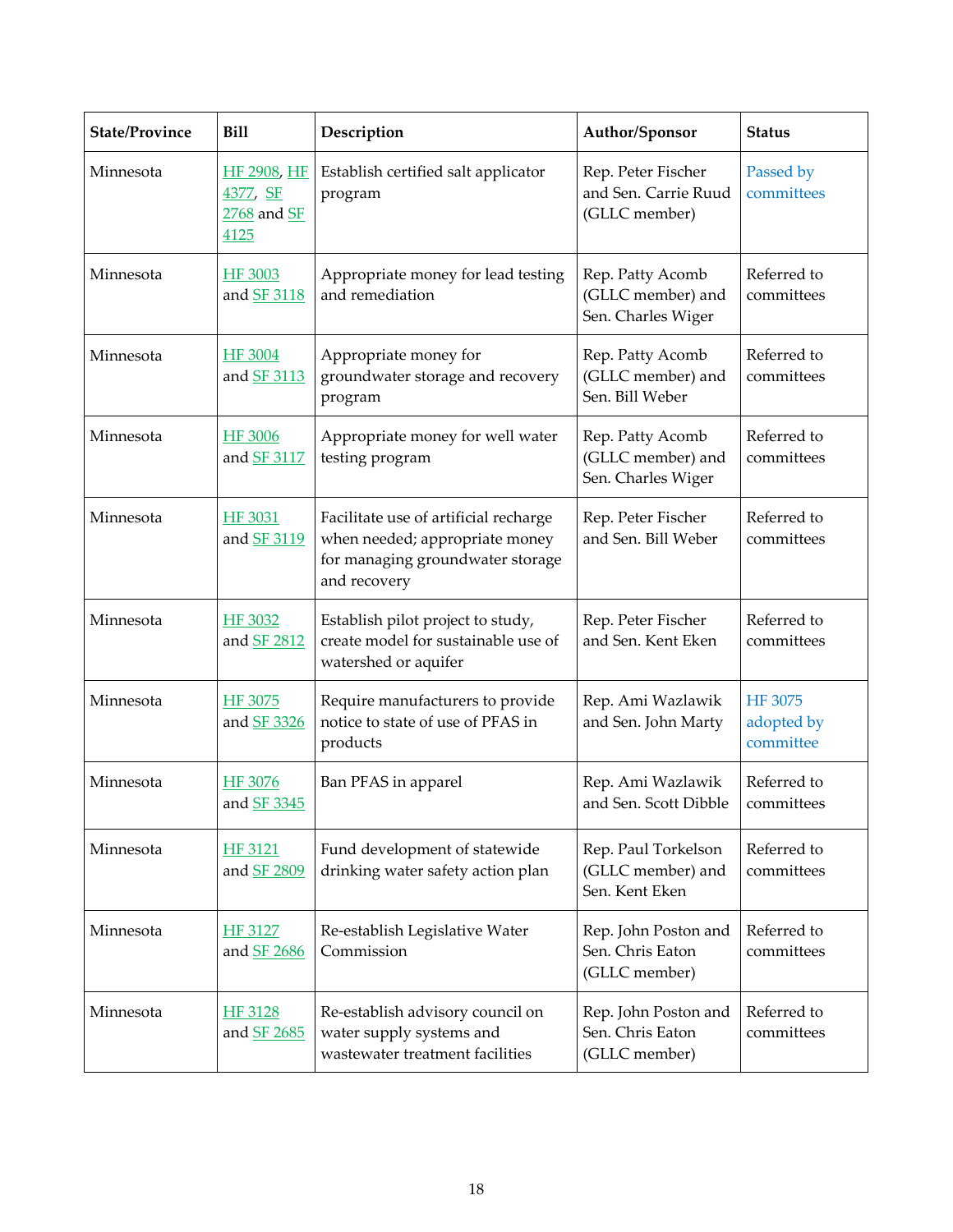| State/Province | Bill | Description | Author/Sponsor | Status |
|---|---|---|---|---|
| Minnesota | HF 2908, HF 4377, SF 2768 and SF 4125 | Establish certified salt applicator program | Rep. Peter Fischer and Sen. Carrie Ruud (GLLC member) | Passed by committees |
| Minnesota | HF 3003 and SF 3118 | Appropriate money for lead testing and remediation | Rep. Patty Acomb (GLLC member) and Sen. Charles Wiger | Referred to committees |
| Minnesota | HF 3004 and SF 3113 | Appropriate money for groundwater storage and recovery program | Rep. Patty Acomb (GLLC member) and Sen. Bill Weber | Referred to committees |
| Minnesota | HF 3006 and SF 3117 | Appropriate money for well water testing program | Rep. Patty Acomb (GLLC member) and Sen. Charles Wiger | Referred to committees |
| Minnesota | HF 3031 and SF 3119 | Facilitate use of artificial recharge when needed; appropriate money for managing groundwater storage and recovery | Rep. Peter Fischer and Sen. Bill Weber | Referred to committees |
| Minnesota | HF 3032 and SF 2812 | Establish pilot project to study, create model for sustainable use of watershed or aquifer | Rep. Peter Fischer and Sen. Kent Eken | Referred to committees |
| Minnesota | HF 3075 and SF 3326 | Require manufacturers to provide notice to state of use of PFAS in products | Rep. Ami Wazlawik and Sen. John Marty | HF 3075 adopted by committee |
| Minnesota | HF 3076 and SF 3345 | Ban PFAS in apparel | Rep. Ami Wazlawik and Sen. Scott Dibble | Referred to committees |
| Minnesota | HF 3121 and SF 2809 | Fund development of statewide drinking water safety action plan | Rep. Paul Torkelson (GLLC member) and Sen. Kent Eken | Referred to committees |
| Minnesota | HF 3127 and SF 2686 | Re-establish Legislative Water Commission | Rep. John Poston and Sen. Chris Eaton (GLLC member) | Referred to committees |
| Minnesota | HF 3128 and SF 2685 | Re-establish advisory council on water supply systems and wastewater treatment facilities | Rep. John Poston and Sen. Chris Eaton (GLLC member) | Referred to committees |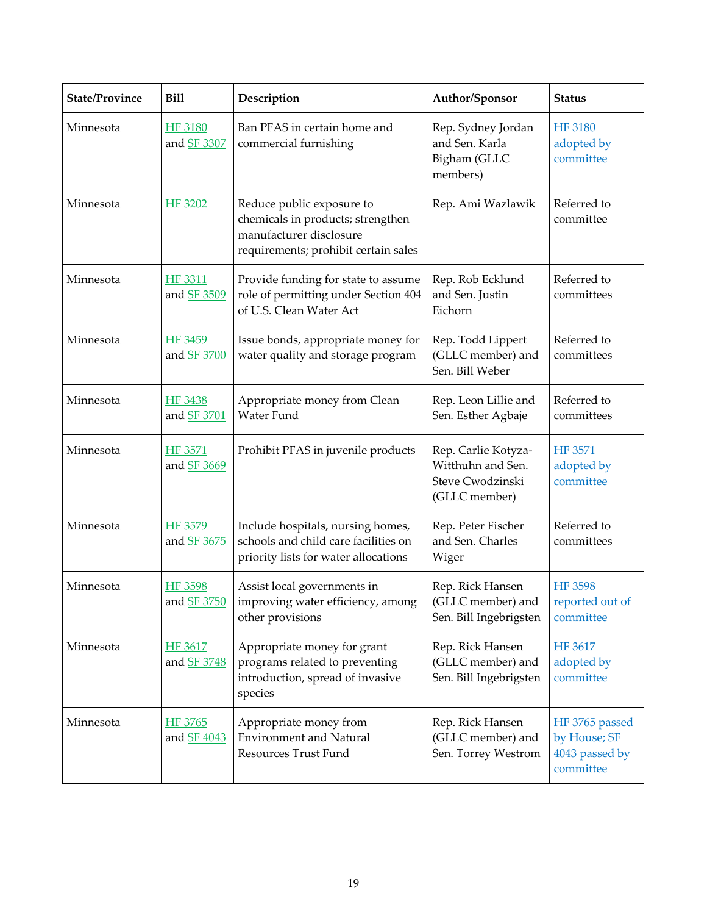| State/Province | Bill | Description | Author/Sponsor | Status |
|---|---|---|---|---|
| Minnesota | HF 3180 and SF 3307 | Ban PFAS in certain home and commercial furnishing | Rep. Sydney Jordan and Sen. Karla Bigham (GLLC members) | HF 3180 adopted by committee |
| Minnesota | HF 3202 | Reduce public exposure to chemicals in products; strengthen manufacturer disclosure requirements; prohibit certain sales | Rep. Ami Wazlawik | Referred to committee |
| Minnesota | HF 3311 and SF 3509 | Provide funding for state to assume role of permitting under Section 404 of U.S. Clean Water Act | Rep. Rob Ecklund and Sen. Justin Eichorn | Referred to committees |
| Minnesota | HF 3459 and SF 3700 | Issue bonds, appropriate money for water quality and storage program | Rep. Todd Lippert (GLLC member) and Sen. Bill Weber | Referred to committees |
| Minnesota | HF 3438 and SF 3701 | Appropriate money from Clean Water Fund | Rep. Leon Lillie and Sen. Esther Agbaje | Referred to committees |
| Minnesota | HF 3571 and SF 3669 | Prohibit PFAS in juvenile products | Rep. Carlie Kotyza-Witthuhn and Sen. Steve Cwodzinski (GLLC member) | HF 3571 adopted by committee |
| Minnesota | HF 3579 and SF 3675 | Include hospitals, nursing homes, schools and child care facilities on priority lists for water allocations | Rep. Peter Fischer and Sen. Charles Wiger | Referred to committees |
| Minnesota | HF 3598 and SF 3750 | Assist local governments in improving water efficiency, among other provisions | Rep. Rick Hansen (GLLC member) and Sen. Bill Ingebrigtsen | HF 3598 reported out of committee |
| Minnesota | HF 3617 and SF 3748 | Appropriate money for grant programs related to preventing introduction, spread of invasive species | Rep. Rick Hansen (GLLC member) and Sen. Bill Ingebrigtsen | HF 3617 adopted by committee |
| Minnesota | HF 3765 and SF 4043 | Appropriate money from Environment and Natural Resources Trust Fund | Rep. Rick Hansen (GLLC member) and Sen. Torrey Westrom | HF 3765 passed by House; SF 4043 passed by committee |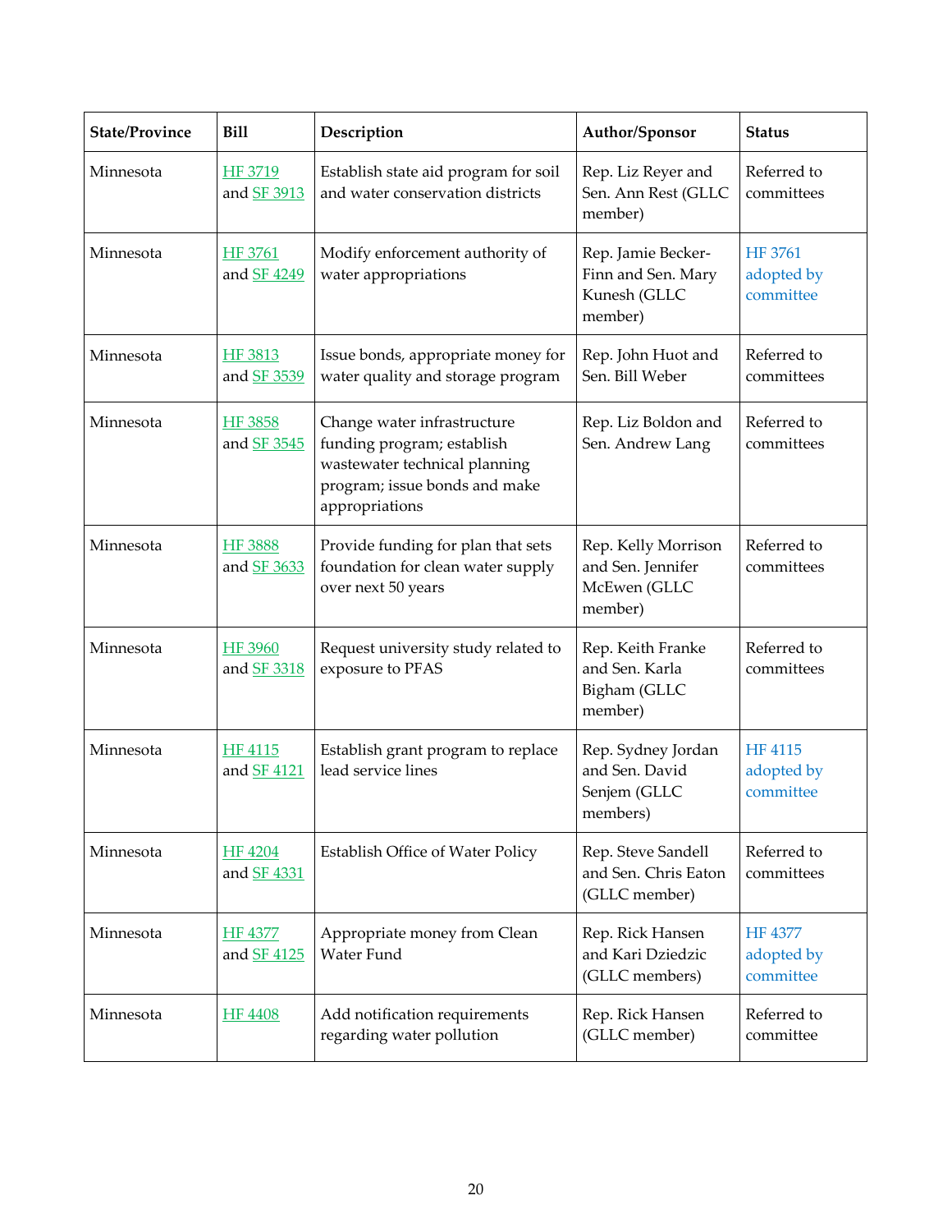| State/Province | Bill | Description | Author/Sponsor | Status |
|---|---|---|---|---|
| Minnesota | HF 3719 and SF 3913 | Establish state aid program for soil and water conservation districts | Rep. Liz Reyer and Sen. Ann Rest (GLLC member) | Referred to committees |
| Minnesota | HF 3761 and SF 4249 | Modify enforcement authority of water appropriations | Rep. Jamie Becker-Finn and Sen. Mary Kunesh (GLLC member) | HF 3761 adopted by committee |
| Minnesota | HF 3813 and SF 3539 | Issue bonds, appropriate money for water quality and storage program | Rep. John Huot and Sen. Bill Weber | Referred to committees |
| Minnesota | HF 3858 and SF 3545 | Change water infrastructure funding program; establish wastewater technical planning program; issue bonds and make appropriations | Rep. Liz Boldon and Sen. Andrew Lang | Referred to committees |
| Minnesota | HF 3888 and SF 3633 | Provide funding for plan that sets foundation for clean water supply over next 50 years | Rep. Kelly Morrison and Sen. Jennifer McEwen (GLLC member) | Referred to committees |
| Minnesota | HF 3960 and SF 3318 | Request university study related to exposure to PFAS | Rep. Keith Franke and Sen. Karla Bigham (GLLC member) | Referred to committees |
| Minnesota | HF 4115 and SF 4121 | Establish grant program to replace lead service lines | Rep. Sydney Jordan and Sen. David Senjem (GLLC members) | HF 4115 adopted by committee |
| Minnesota | HF 4204 and SF 4331 | Establish Office of Water Policy | Rep. Steve Sandell and Sen. Chris Eaton (GLLC member) | Referred to committees |
| Minnesota | HF 4377 and SF 4125 | Appropriate money from Clean Water Fund | Rep. Rick Hansen and Kari Dziedzic (GLLC members) | HF 4377 adopted by committee |
| Minnesota | HF 4408 | Add notification requirements regarding water pollution | Rep. Rick Hansen (GLLC member) | Referred to committee |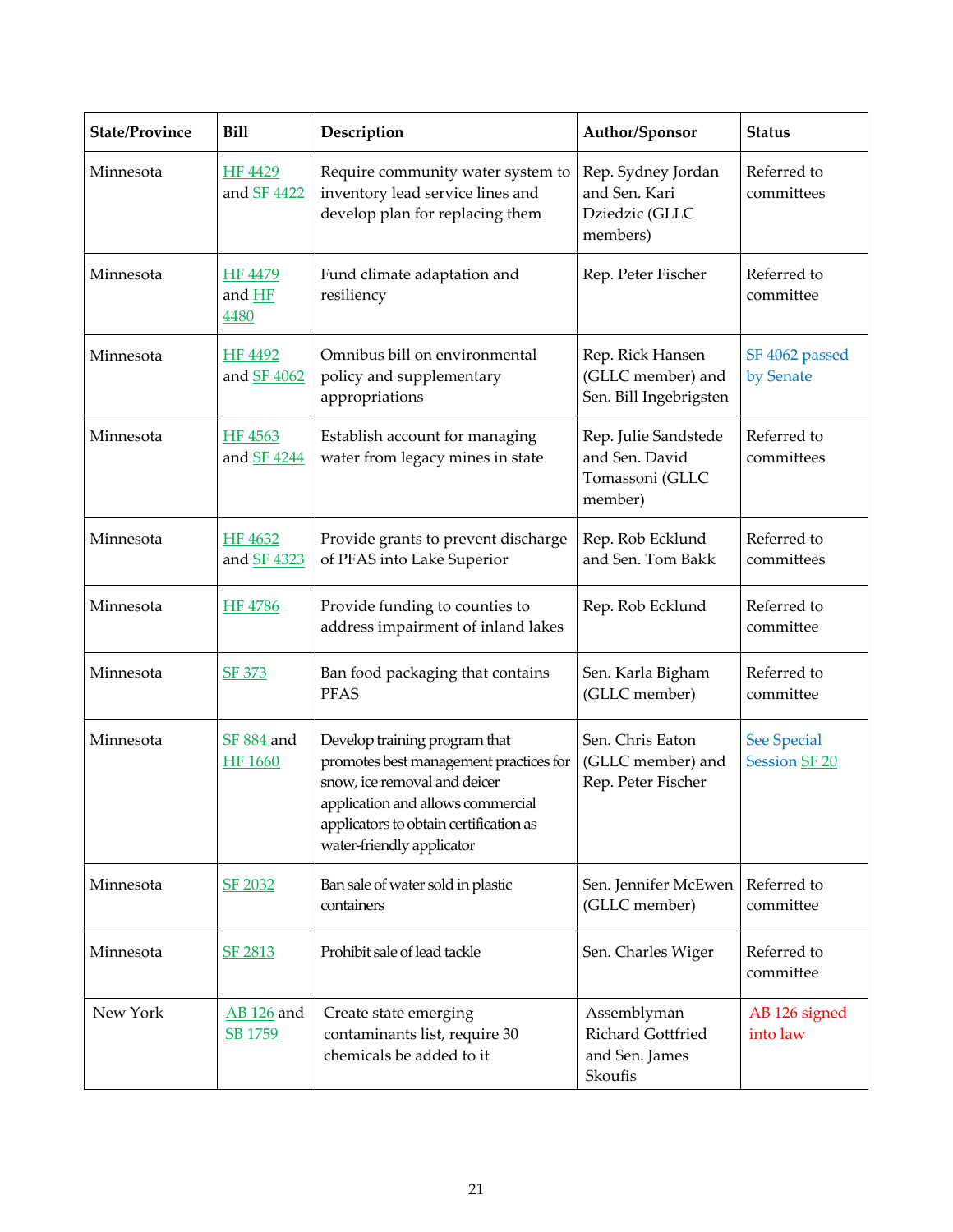| State/Province | Bill | Description | Author/Sponsor | Status |
|---|---|---|---|---|
| Minnesota | HF 4429 and SF 4422 | Require community water system to inventory lead service lines and develop plan for replacing them | Rep. Sydney Jordan and Sen. Kari Dziedzic (GLLC members) | Referred to committees |
| Minnesota | HF 4479 and HF 4480 | Fund climate adaptation and resiliency | Rep. Peter Fischer | Referred to committee |
| Minnesota | HF 4492 and SF 4062 | Omnibus bill on environmental policy and supplementary appropriations | Rep. Rick Hansen (GLLC member) and Sen. Bill Ingebrigsten | SF 4062 passed by Senate |
| Minnesota | HF 4563 and SF 4244 | Establish account for managing water from legacy mines in state | Rep. Julie Sandstede and Sen. David Tomassoni (GLLC member) | Referred to committees |
| Minnesota | HF 4632 and SF 4323 | Provide grants to prevent discharge of PFAS into Lake Superior | Rep. Rob Ecklund and Sen. Tom Bakk | Referred to committees |
| Minnesota | HF 4786 | Provide funding to counties to address impairment of inland lakes | Rep. Rob Ecklund | Referred to committee |
| Minnesota | SF 373 | Ban food packaging that contains PFAS | Sen. Karla Bigham (GLLC member) | Referred to committee |
| Minnesota | SF 884 and HF 1660 | Develop training program that promotes best management practices for snow, ice removal and deicer application and allows commercial applicators to obtain certification as water-friendly applicator | Sen. Chris Eaton (GLLC member) and Rep. Peter Fischer | See Special Session SF 20 |
| Minnesota | SF 2032 | Ban sale of water sold in plastic containers | Sen. Jennifer McEwen (GLLC member) | Referred to committee |
| Minnesota | SF 2813 | Prohibit sale of lead tackle | Sen. Charles Wiger | Referred to committee |
| New York | AB 126 and SB 1759 | Create state emerging contaminants list, require 30 chemicals be added to it | Assemblyman Richard Gottfried and Sen. James Skoufis | AB 126 signed into law |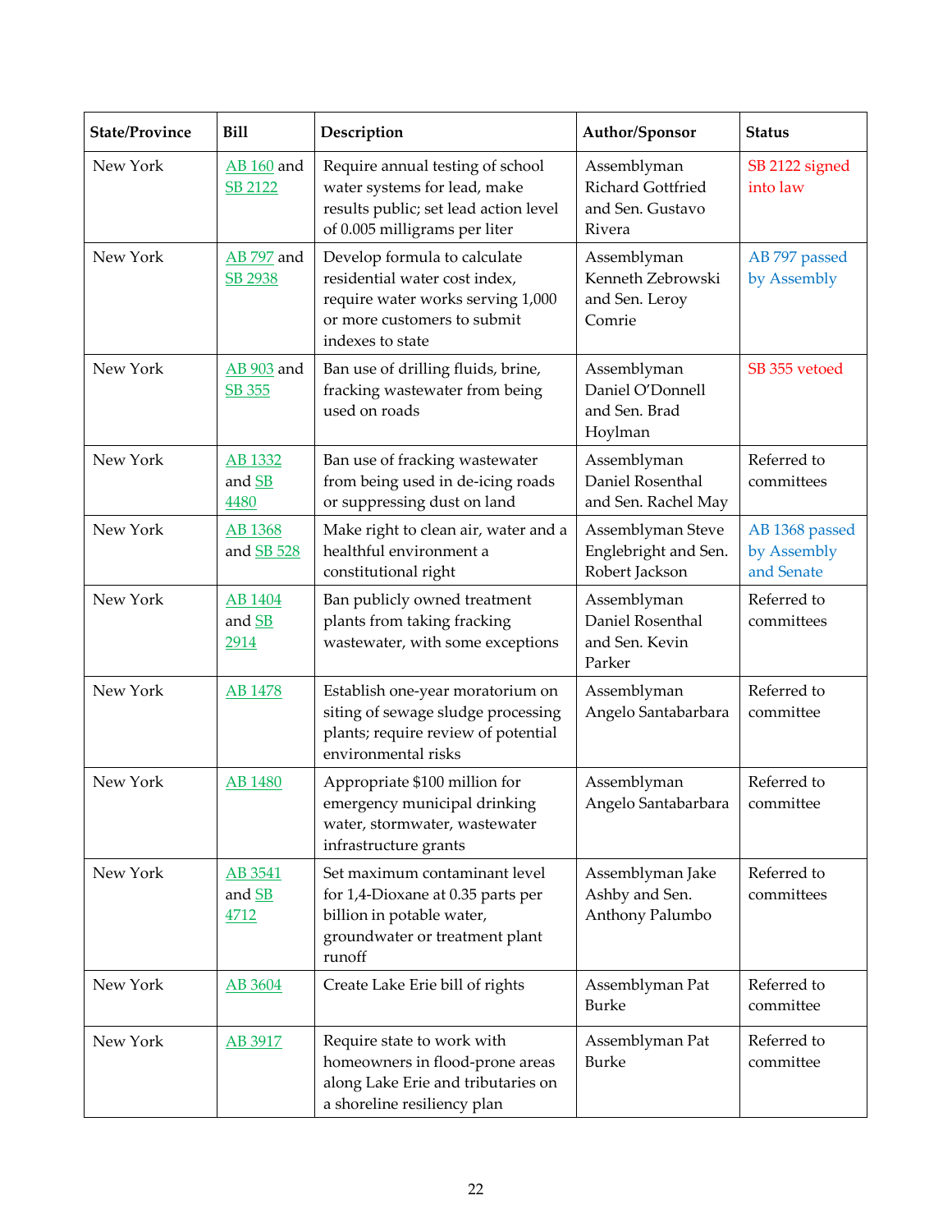| State/Province | Bill | Description | Author/Sponsor | Status |
|---|---|---|---|---|
| New York | AB 160 and SB 2122 | Require annual testing of school water systems for lead, make results public; set lead action level of 0.005 milligrams per liter | Assemblyman Richard Gottfried and Sen. Gustavo Rivera | SB 2122 signed into law |
| New York | AB 797 and SB 2938 | Develop formula to calculate residential water cost index, require water works serving 1,000 or more customers to submit indexes to state | Assemblyman Kenneth Zebrowski and Sen. Leroy Comrie | AB 797 passed by Assembly |
| New York | AB 903 and SB 355 | Ban use of drilling fluids, brine, fracking wastewater from being used on roads | Assemblyman Daniel O'Donnell and Sen. Brad Hoylman | SB 355 vetoed |
| New York | AB 1332 and SB 4480 | Ban use of fracking wastewater from being used in de-icing roads or suppressing dust on land | Assemblyman Daniel Rosenthal and Sen. Rachel May | Referred to committees |
| New York | AB 1368 and SB 528 | Make right to clean air, water and a healthful environment a constitutional right | Assemblyman Steve Englebright and Sen. Robert Jackson | AB 1368 passed by Assembly and Senate |
| New York | AB 1404 and SB 2914 | Ban publicly owned treatment plants from taking fracking wastewater, with some exceptions | Assemblyman Daniel Rosenthal and Sen. Kevin Parker | Referred to committees |
| New York | AB 1478 | Establish one-year moratorium on siting of sewage sludge processing plants; require review of potential environmental risks | Assemblyman Angelo Santabarbara | Referred to committee |
| New York | AB 1480 | Appropriate $100 million for emergency municipal drinking water, stormwater, wastewater infrastructure grants | Assemblyman Angelo Santabarbara | Referred to committee |
| New York | AB 3541 and SB 4712 | Set maximum contaminant level for 1,4-Dioxane at 0.35 parts per billion in potable water, groundwater or treatment plant runoff | Assemblyman Jake Ashby and Sen. Anthony Palumbo | Referred to committees |
| New York | AB 3604 | Create Lake Erie bill of rights | Assemblyman Pat Burke | Referred to committee |
| New York | AB 3917 | Require state to work with homeowners in flood-prone areas along Lake Erie and tributaries on a shoreline resiliency plan | Assemblyman Pat Burke | Referred to committee |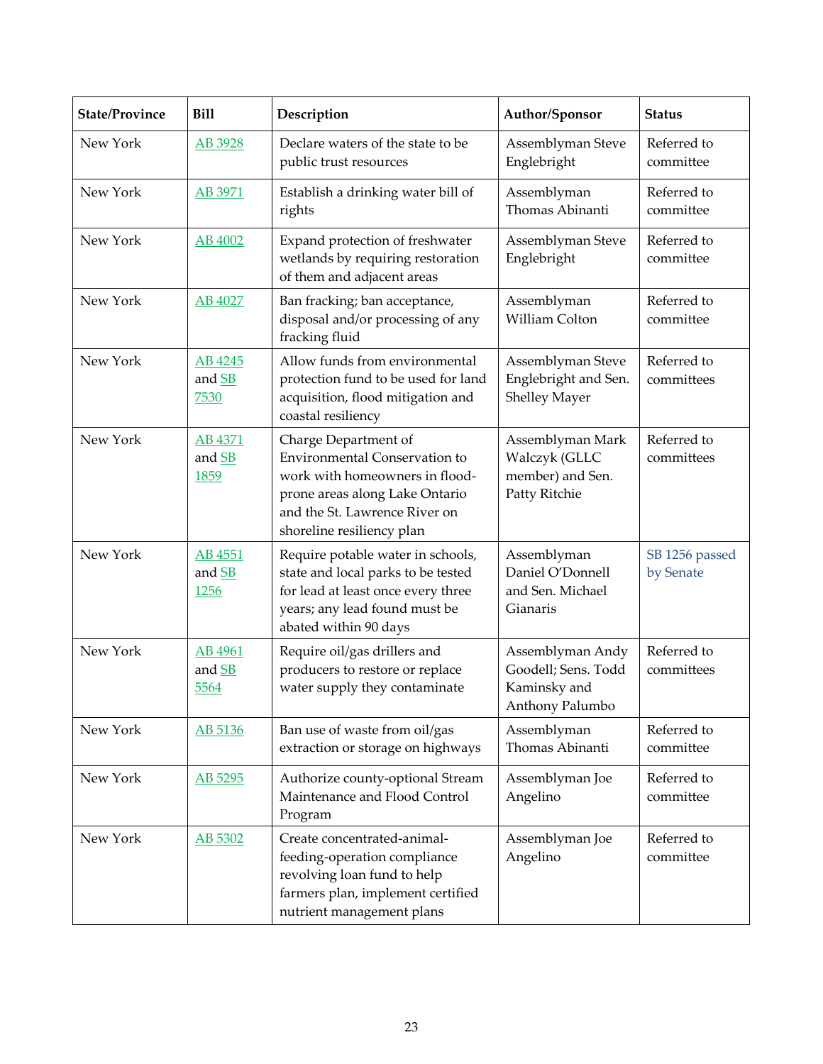| State/Province | Bill | Description | Author/Sponsor | Status |
|---|---|---|---|---|
| New York | AB 3928 | Declare waters of the state to be public trust resources | Assemblyman Steve Englebright | Referred to committee |
| New York | AB 3971 | Establish a drinking water bill of rights | Assemblyman Thomas Abinanti | Referred to committee |
| New York | AB 4002 | Expand protection of freshwater wetlands by requiring restoration of them and adjacent areas | Assemblyman Steve Englebright | Referred to committee |
| New York | AB 4027 | Ban fracking; ban acceptance, disposal and/or processing of any fracking fluid | Assemblyman William Colton | Referred to committee |
| New York | AB 4245 and SB 7530 | Allow funds from environmental protection fund to be used for land acquisition, flood mitigation and coastal resiliency | Assemblyman Steve Englebright and Sen. Shelley Mayer | Referred to committees |
| New York | AB 4371 and SB 1859 | Charge Department of Environmental Conservation to work with homeowners in flood-prone areas along Lake Ontario and the St. Lawrence River on shoreline resiliency plan | Assemblyman Mark Walczyk (GLLC member) and Sen. Patty Ritchie | Referred to committees |
| New York | AB 4551 and SB 1256 | Require potable water in schools, state and local parks to be tested for lead at least once every three years; any lead found must be abated within 90 days | Assemblyman Daniel O'Donnell and Sen. Michael Gianaris | SB 1256 passed by Senate |
| New York | AB 4961 and SB 5564 | Require oil/gas drillers and producers to restore or replace water supply they contaminate | Assemblyman Andy Goodell; Sens. Todd Kaminsky and Anthony Palumbo | Referred to committees |
| New York | AB 5136 | Ban use of waste from oil/gas extraction or storage on highways | Assemblyman Thomas Abinanti | Referred to committee |
| New York | AB 5295 | Authorize county-optional Stream Maintenance and Flood Control Program | Assemblyman Joe Angelino | Referred to committee |
| New York | AB 5302 | Create concentrated-animal-feeding-operation compliance revolving loan fund to help farmers plan, implement certified nutrient management plans | Assemblyman Joe Angelino | Referred to committee |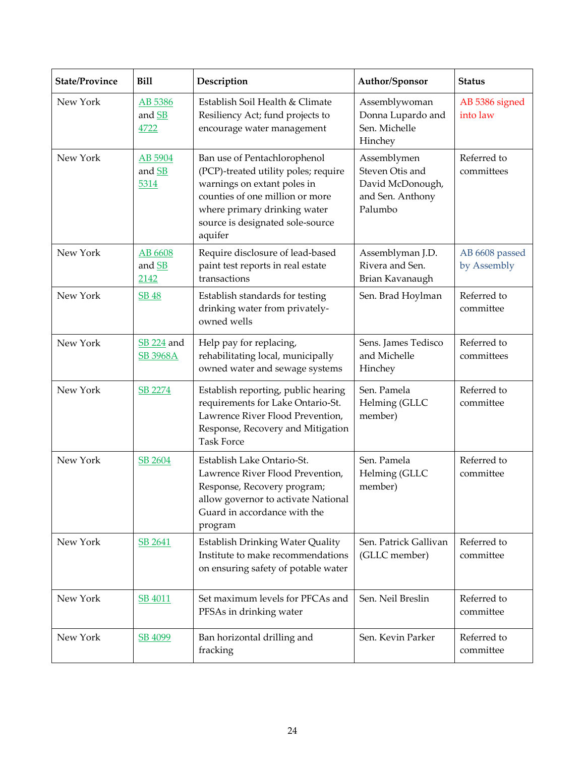| State/Province | Bill | Description | Author/Sponsor | Status |
|---|---|---|---|---|
| New York | AB 5386 and SB 4722 | Establish Soil Health & Climate Resiliency Act; fund projects to encourage water management | Assemblywoman Donna Lupardo and Sen. Michelle Hinchey | AB 5386 signed into law |
| New York | AB 5904 and SB 5314 | Ban use of Pentachlorophenol (PCP)-treated utility poles; require warnings on extant poles in counties of one million or more where primary drinking water source is designated sole-source aquifer | Assemblymen Steven Otis and David McDonough, and Sen. Anthony Palumbo | Referred to committees |
| New York | AB 6608 and SB 2142 | Require disclosure of lead-based paint test reports in real estate transactions | Assemblyman J.D. Rivera and Sen. Brian Kavanaugh | AB 6608 passed by Assembly |
| New York | SB 48 | Establish standards for testing drinking water from privately-owned wells | Sen. Brad Hoylman | Referred to committee |
| New York | SB 224 and SB 3968A | Help pay for replacing, rehabilitating local, municipally owned water and sewage systems | Sens. James Tedisco and Michelle Hinchey | Referred to committees |
| New York | SB 2274 | Establish reporting, public hearing requirements for Lake Ontario-St. Lawrence River Flood Prevention, Response, Recovery and Mitigation Task Force | Sen. Pamela Helming (GLLC member) | Referred to committee |
| New York | SB 2604 | Establish Lake Ontario-St. Lawrence River Flood Prevention, Response, Recovery program; allow governor to activate National Guard in accordance with the program | Sen. Pamela Helming (GLLC member) | Referred to committee |
| New York | SB 2641 | Establish Drinking Water Quality Institute to make recommendations on ensuring safety of potable water | Sen. Patrick Gallivan (GLLC member) | Referred to committee |
| New York | SB 4011 | Set maximum levels for PFCAs and PFSAs in drinking water | Sen. Neil Breslin | Referred to committee |
| New York | SB 4099 | Ban horizontal drilling and fracking | Sen. Kevin Parker | Referred to committee |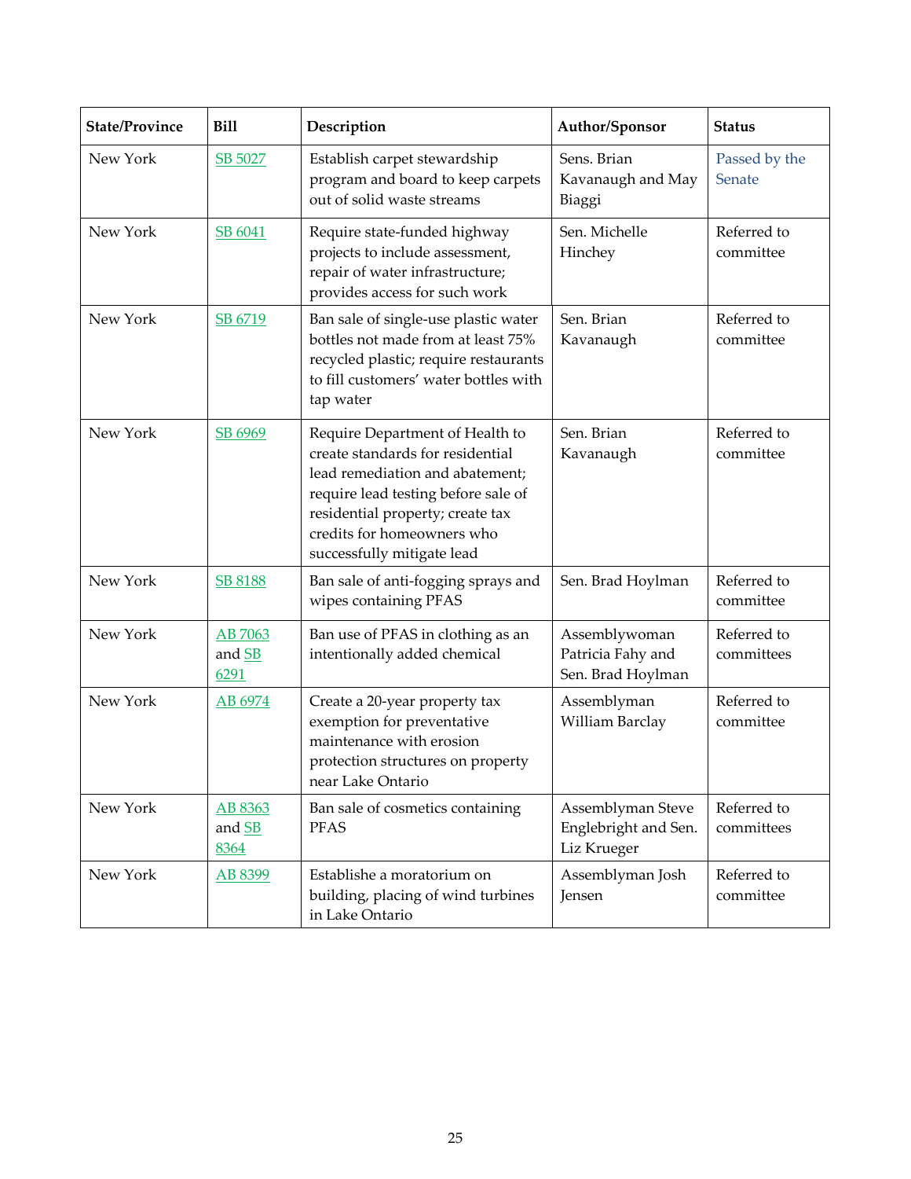| State/Province | Bill | Description | Author/Sponsor | Status |
|---|---|---|---|---|
| New York | SB 5027 | Establish carpet stewardship program and board to keep carpets out of solid waste streams | Sens. Brian Kavanaugh and May Biaggi | Passed by the Senate |
| New York | SB 6041 | Require state-funded highway projects to include assessment, repair of water infrastructure; provides access for such work | Sen. Michelle Hinchey | Referred to committee |
| New York | SB 6719 | Ban sale of single-use plastic water bottles not made from at least 75% recycled plastic; require restaurants to fill customers' water bottles with tap water | Sen. Brian Kavanaugh | Referred to committee |
| New York | SB 6969 | Require Department of Health to create standards for residential lead remediation and abatement; require lead testing before sale of residential property; create tax credits for homeowners who successfully mitigate lead | Sen. Brian Kavanaugh | Referred to committee |
| New York | SB 8188 | Ban sale of anti-fogging sprays and wipes containing PFAS | Sen. Brad Hoylman | Referred to committee |
| New York | AB 7063 and SB 6291 | Ban use of PFAS in clothing as an intentionally added chemical | Assemblywoman Patricia Fahy and Sen. Brad Hoylman | Referred to committees |
| New York | AB 6974 | Create a 20-year property tax exemption for preventative maintenance with erosion protection structures on property near Lake Ontario | Assemblyman William Barclay | Referred to committee |
| New York | AB 8363 and SB 8364 | Ban sale of cosmetics containing PFAS | Assemblyman Steve Englebright and Sen. Liz Krueger | Referred to committees |
| New York | AB 8399 | Establishe a moratorium on building, placing of wind turbines in Lake Ontario | Assemblyman Josh Jensen | Referred to committee |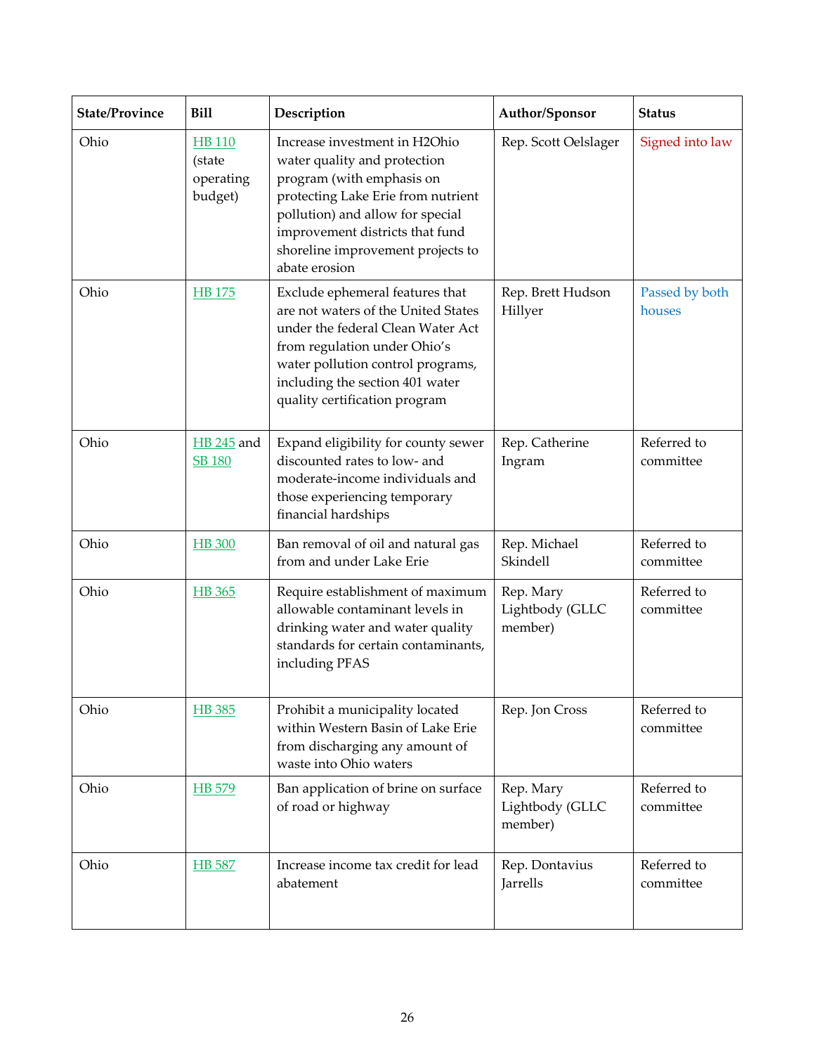| State/Province | Bill | Description | Author/Sponsor | Status |
|---|---|---|---|---|
| Ohio | HB 110 (state operating budget) | Increase investment in H2Ohio water quality and protection program (with emphasis on protecting Lake Erie from nutrient pollution) and allow for special improvement districts that fund shoreline improvement projects to abate erosion | Rep. Scott Oelslager | Signed into law |
| Ohio | HB 175 | Exclude ephemeral features that are not waters of the United States under the federal Clean Water Act from regulation under Ohio's water pollution control programs, including the section 401 water quality certification program | Rep. Brett Hudson Hillyer | Passed by both houses |
| Ohio | HB 245 and SB 180 | Expand eligibility for county sewer discounted rates to low- and moderate-income individuals and those experiencing temporary financial hardships | Rep. Catherine Ingram | Referred to committee |
| Ohio | HB 300 | Ban removal of oil and natural gas from and under Lake Erie | Rep. Michael Skindell | Referred to committee |
| Ohio | HB 365 | Require establishment of maximum allowable contaminant levels in drinking water and water quality standards for certain contaminants, including PFAS | Rep. Mary Lightbody (GLLC member) | Referred to committee |
| Ohio | HB 385 | Prohibit a municipality located within Western Basin of Lake Erie from discharging any amount of waste into Ohio waters | Rep. Jon Cross | Referred to committee |
| Ohio | HB 579 | Ban application of brine on surface of road or highway | Rep. Mary Lightbody (GLLC member) | Referred to committee |
| Ohio | HB 587 | Increase income tax credit for lead abatement | Rep. Dontavius Jarrells | Referred to committee |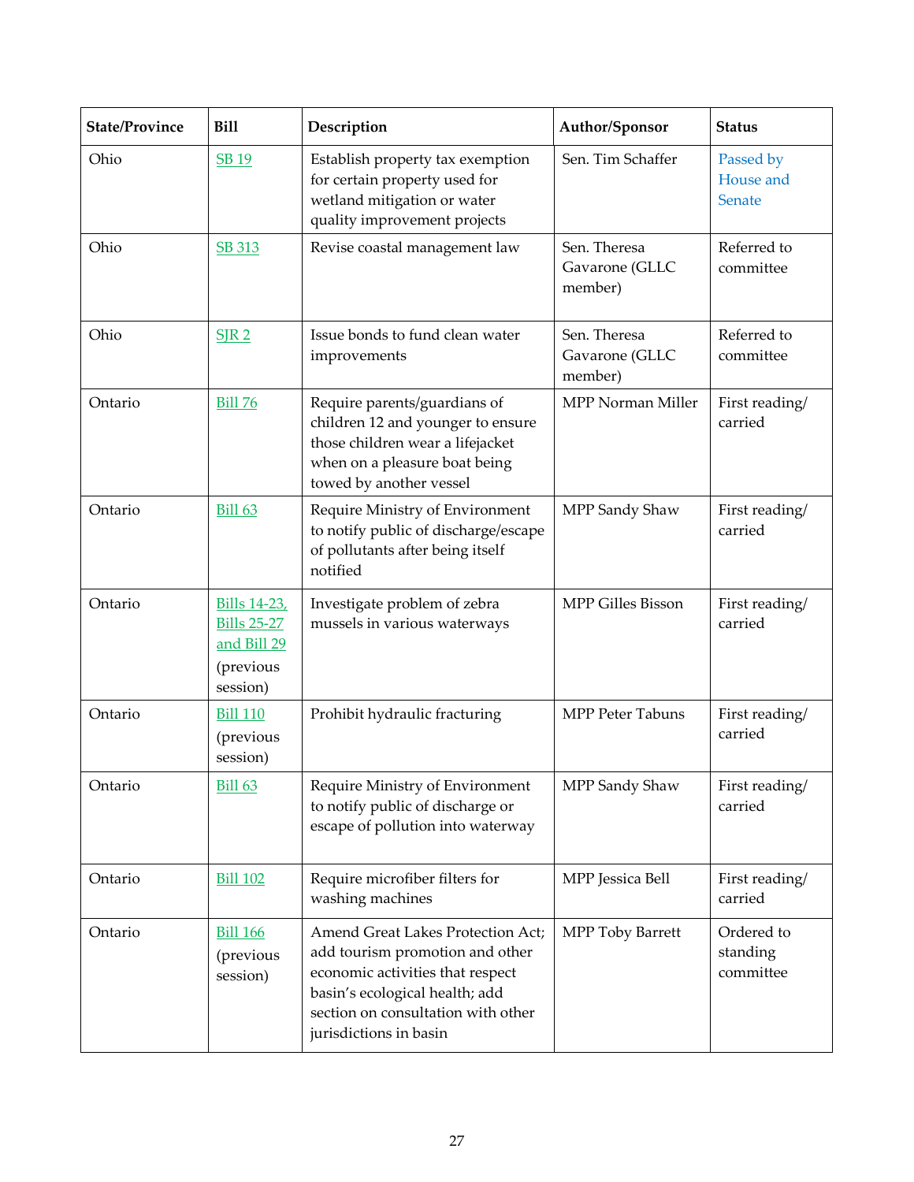| State/Province | Bill | Description | Author/Sponsor | Status |
|---|---|---|---|---|
| Ohio | SB 19 | Establish property tax exemption for certain property used for wetland mitigation or water quality improvement projects | Sen. Tim Schaffer | Passed by House and Senate |
| Ohio | SB 313 | Revise coastal management law | Sen. Theresa Gavarone (GLLC member) | Referred to committee |
| Ohio | SJR 2 | Issue bonds to fund clean water improvements | Sen. Theresa Gavarone (GLLC member) | Referred to committee |
| Ontario | Bill 76 | Require parents/guardians of children 12 and younger to ensure those children wear a lifejacket when on a pleasure boat being towed by another vessel | MPP Norman Miller | First reading/ carried |
| Ontario | Bill 63 | Require Ministry of Environment to notify public of discharge/escape of pollutants after being itself notified | MPP Sandy Shaw | First reading/ carried |
| Ontario | Bills 14-23, Bills 25-27 and Bill 29 (previous session) | Investigate problem of zebra mussels in various waterways | MPP Gilles Bisson | First reading/ carried |
| Ontario | Bill 110 (previous session) | Prohibit hydraulic fracturing | MPP Peter Tabuns | First reading/ carried |
| Ontario | Bill 63 | Require Ministry of Environment to notify public of discharge or escape of pollution into waterway | MPP Sandy Shaw | First reading/ carried |
| Ontario | Bill 102 | Require microfiber filters for washing machines | MPP Jessica Bell | First reading/ carried |
| Ontario | Bill 166 (previous session) | Amend Great Lakes Protection Act; add tourism promotion and other economic activities that respect basin's ecological health; add section on consultation with other jurisdictions in basin | MPP Toby Barrett | Ordered to standing committee |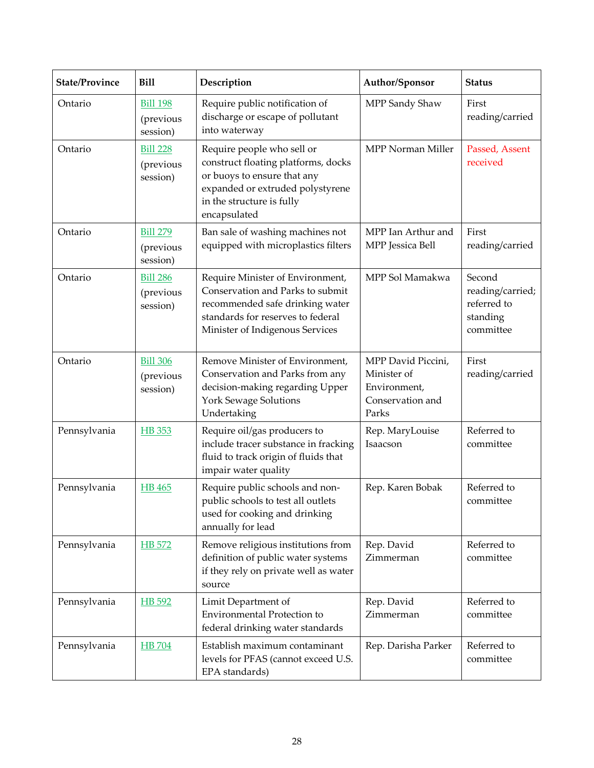| State/Province | Bill | Description | Author/Sponsor | Status |
|---|---|---|---|---|
| Ontario | Bill 198 (previous session) | Require public notification of discharge or escape of pollutant into waterway | MPP Sandy Shaw | First reading/carried |
| Ontario | Bill 228 (previous session) | Require people who sell or construct floating platforms, docks or buoys to ensure that any expanded or extruded polystyrene in the structure is fully encapsulated | MPP Norman Miller | Passed, Assent received |
| Ontario | Bill 279 (previous session) | Ban sale of washing machines not equipped with microplastics filters | MPP Ian Arthur and MPP Jessica Bell | First reading/carried |
| Ontario | Bill 286 (previous session) | Require Minister of Environment, Conservation and Parks to submit recommended safe drinking water standards for reserves to federal Minister of Indigenous Services | MPP Sol Mamakwa | Second reading/carried; referred to standing committee |
| Ontario | Bill 306 (previous session) | Remove Minister of Environment, Conservation and Parks from any decision-making regarding Upper York Sewage Solutions Undertaking | MPP David Piccini, Minister of Environment, Conservation and Parks | First reading/carried |
| Pennsylvania | HB 353 | Require oil/gas producers to include tracer substance in fracking fluid to track origin of fluids that impair water quality | Rep. MaryLouise Isaacson | Referred to committee |
| Pennsylvania | HB 465 | Require public schools and non-public schools to test all outlets used for cooking and drinking annually for lead | Rep. Karen Bobak | Referred to committee |
| Pennsylvania | HB 572 | Remove religious institutions from definition of public water systems if they rely on private well as water source | Rep. David Zimmerman | Referred to committee |
| Pennsylvania | HB 592 | Limit Department of Environmental Protection to federal drinking water standards | Rep. David Zimmerman | Referred to committee |
| Pennsylvania | HB 704 | Establish maximum contaminant levels for PFAS (cannot exceed U.S. EPA standards) | Rep. Darisha Parker | Referred to committee |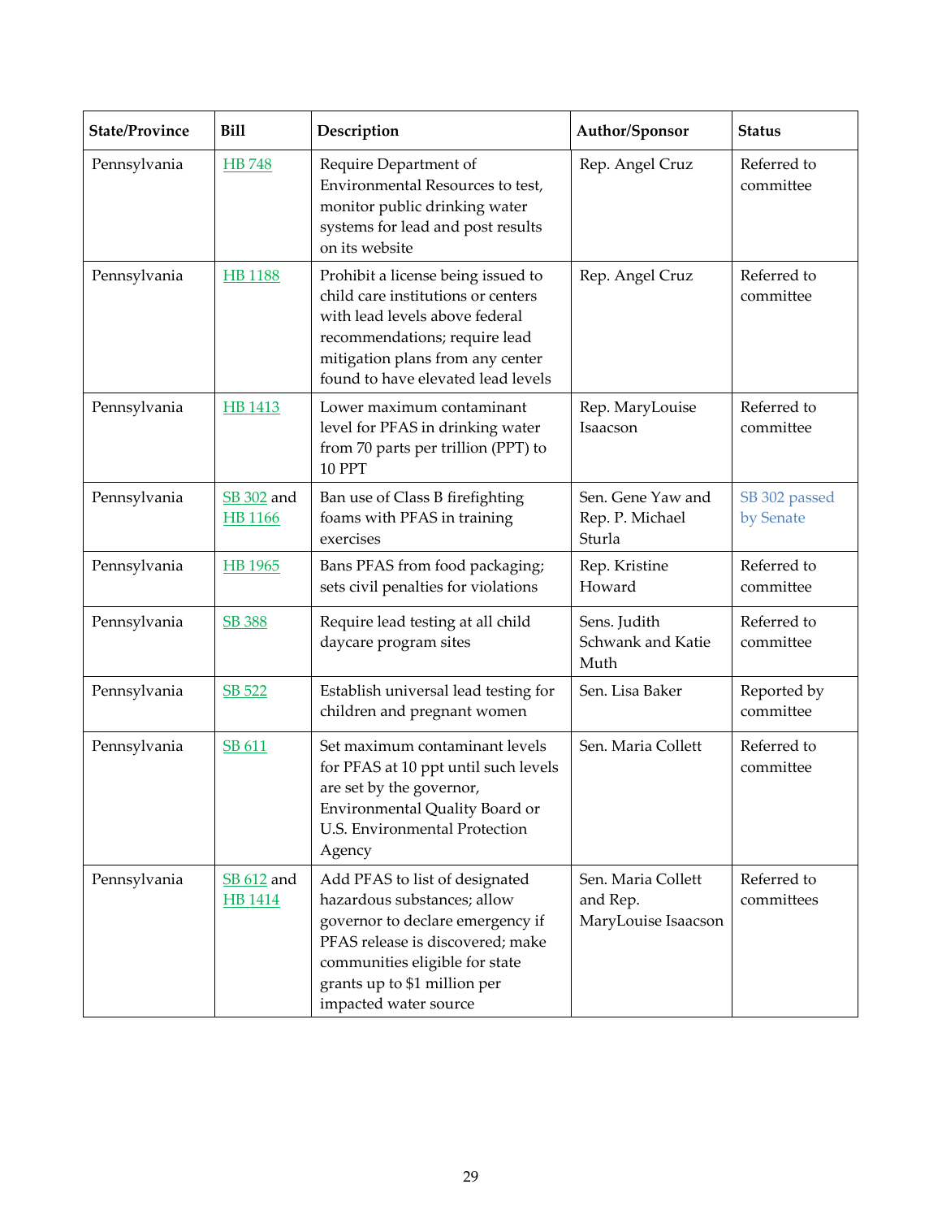| State/Province | Bill | Description | Author/Sponsor | Status |
|---|---|---|---|---|
| Pennsylvania | HB 748 | Require Department of Environmental Resources to test, monitor public drinking water systems for lead and post results on its website | Rep. Angel Cruz | Referred to committee |
| Pennsylvania | HB 1188 | Prohibit a license being issued to child care institutions or centers with lead levels above federal recommendations; require lead mitigation plans from any center found to have elevated lead levels | Rep. Angel Cruz | Referred to committee |
| Pennsylvania | HB 1413 | Lower maximum contaminant level for PFAS in drinking water from 70 parts per trillion (PPT) to 10 PPT | Rep. MaryLouise Isaacson | Referred to committee |
| Pennsylvania | SB 302 and HB 1166 | Ban use of Class B firefighting foams with PFAS in training exercises | Sen. Gene Yaw and Rep. P. Michael Sturla | SB 302 passed by Senate |
| Pennsylvania | HB 1965 | Bans PFAS from food packaging; sets civil penalties for violations | Rep. Kristine Howard | Referred to committee |
| Pennsylvania | SB 388 | Require lead testing at all child daycare program sites | Sens. Judith Schwank and Katie Muth | Referred to committee |
| Pennsylvania | SB 522 | Establish universal lead testing for children and pregnant women | Sen. Lisa Baker | Reported by committee |
| Pennsylvania | SB 611 | Set maximum contaminant levels for PFAS at 10 ppt until such levels are set by the governor, Environmental Quality Board or U.S. Environmental Protection Agency | Sen. Maria Collett | Referred to committee |
| Pennsylvania | SB 612 and HB 1414 | Add PFAS to list of designated hazardous substances; allow governor to declare emergency if PFAS release is discovered; make communities eligible for state grants up to $1 million per impacted water source | Sen. Maria Collett and Rep. MaryLouise Isaacson | Referred to committees |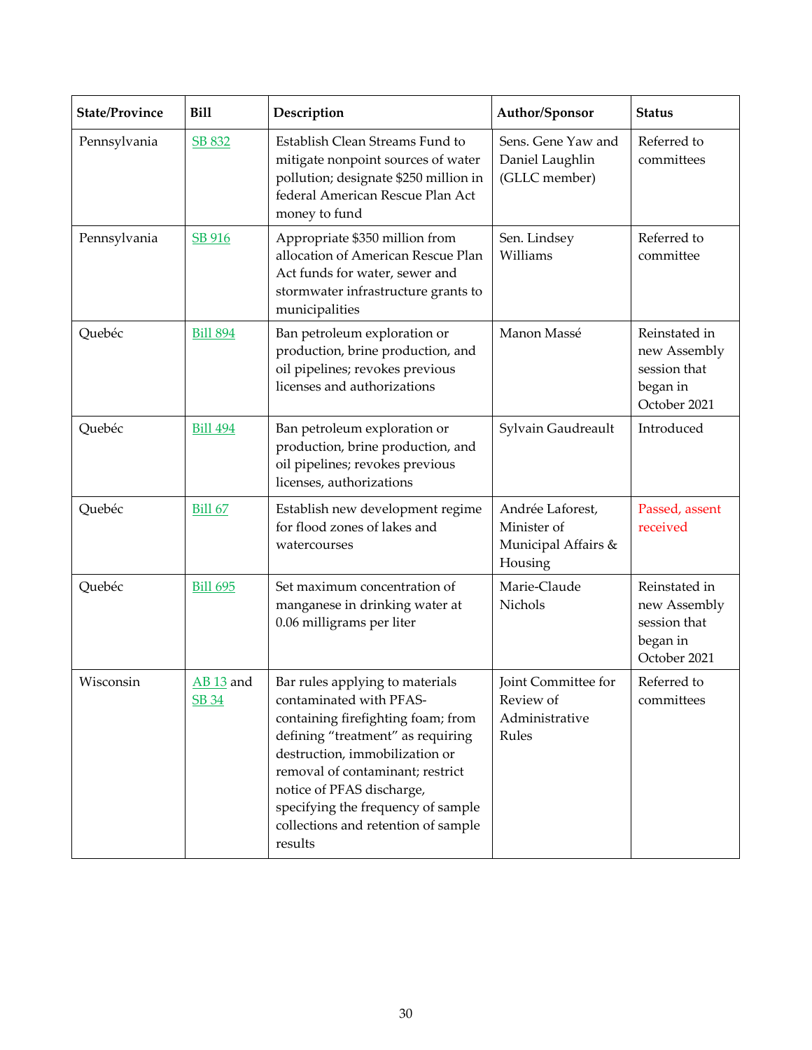| State/Province | Bill | Description | Author/Sponsor | Status |
| --- | --- | --- | --- | --- |
| Pennsylvania | SB 832 | Establish Clean Streams Fund to mitigate nonpoint sources of water pollution; designate $250 million in federal American Rescue Plan Act money to fund | Sens. Gene Yaw and Daniel Laughlin (GLLC member) | Referred to committees |
| Pennsylvania | SB 916 | Appropriate $350 million from allocation of American Rescue Plan Act funds for water, sewer and stormwater infrastructure grants to municipalities | Sen. Lindsey Williams | Referred to committee |
| Quebéc | Bill 894 | Ban petroleum exploration or production, brine production, and oil pipelines; revokes previous licenses and authorizations | Manon Massé | Reinstated in new Assembly session that began in October 2021 |
| Quebéc | Bill 494 | Ban petroleum exploration or production, brine production, and oil pipelines; revokes previous licenses, authorizations | Sylvain Gaudreault | Introduced |
| Quebéc | Bill 67 | Establish new development regime for flood zones of lakes and watercourses | Andrée Laforest, Minister of Municipal Affairs & Housing | Passed, assent received |
| Quebéc | Bill 695 | Set maximum concentration of manganese in drinking water at 0.06 milligrams per liter | Marie-Claude Nichols | Reinstated in new Assembly session that began in October 2021 |
| Wisconsin | AB 13 and SB 34 | Bar rules applying to materials contaminated with PFAS-containing firefighting foam; from defining "treatment" as requiring destruction, immobilization or removal of contaminant; restrict notice of PFAS discharge, specifying the frequency of sample collections and retention of sample results | Joint Committee for Review of Administrative Rules | Referred to committees |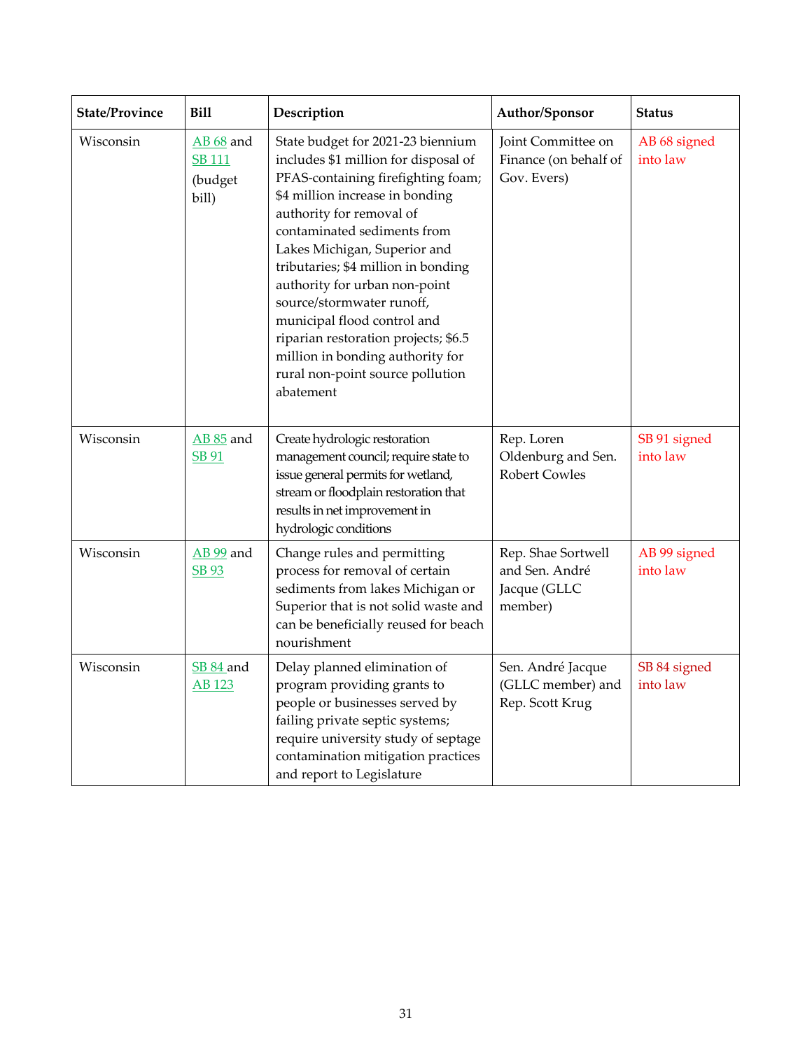| State/Province | Bill | Description | Author/Sponsor | Status |
|---|---|---|---|---|
| Wisconsin | AB 68 and SB 111 (budget bill) | State budget for 2021-23 biennium includes $1 million for disposal of PFAS-containing firefighting foam; $4 million increase in bonding authority for removal of contaminated sediments from Lakes Michigan, Superior and tributaries; $4 million in bonding authority for urban non-point source/stormwater runoff, municipal flood control and riparian restoration projects; $6.5 million in bonding authority for rural non-point source pollution abatement | Joint Committee on Finance (on behalf of Gov. Evers) | AB 68 signed into law |
| Wisconsin | AB 85 and SB 91 | Create hydrologic restoration management council; require state to issue general permits for wetland, stream or floodplain restoration that results in net improvement in hydrologic conditions | Rep. Loren Oldenburg and Sen. Robert Cowles | SB 91 signed into law |
| Wisconsin | AB 99 and SB 93 | Change rules and permitting process for removal of certain sediments from lakes Michigan or Superior that is not solid waste and can be beneficially reused for beach nourishment | Rep. Shae Sortwell and Sen. André Jacque (GLLC member) | AB 99 signed into law |
| Wisconsin | SB 84 and AB 123 | Delay planned elimination of program providing grants to people or businesses served by failing private septic systems; require university study of septage contamination mitigation practices and report to Legislature | Sen. André Jacque (GLLC member) and Rep. Scott Krug | SB 84 signed into law |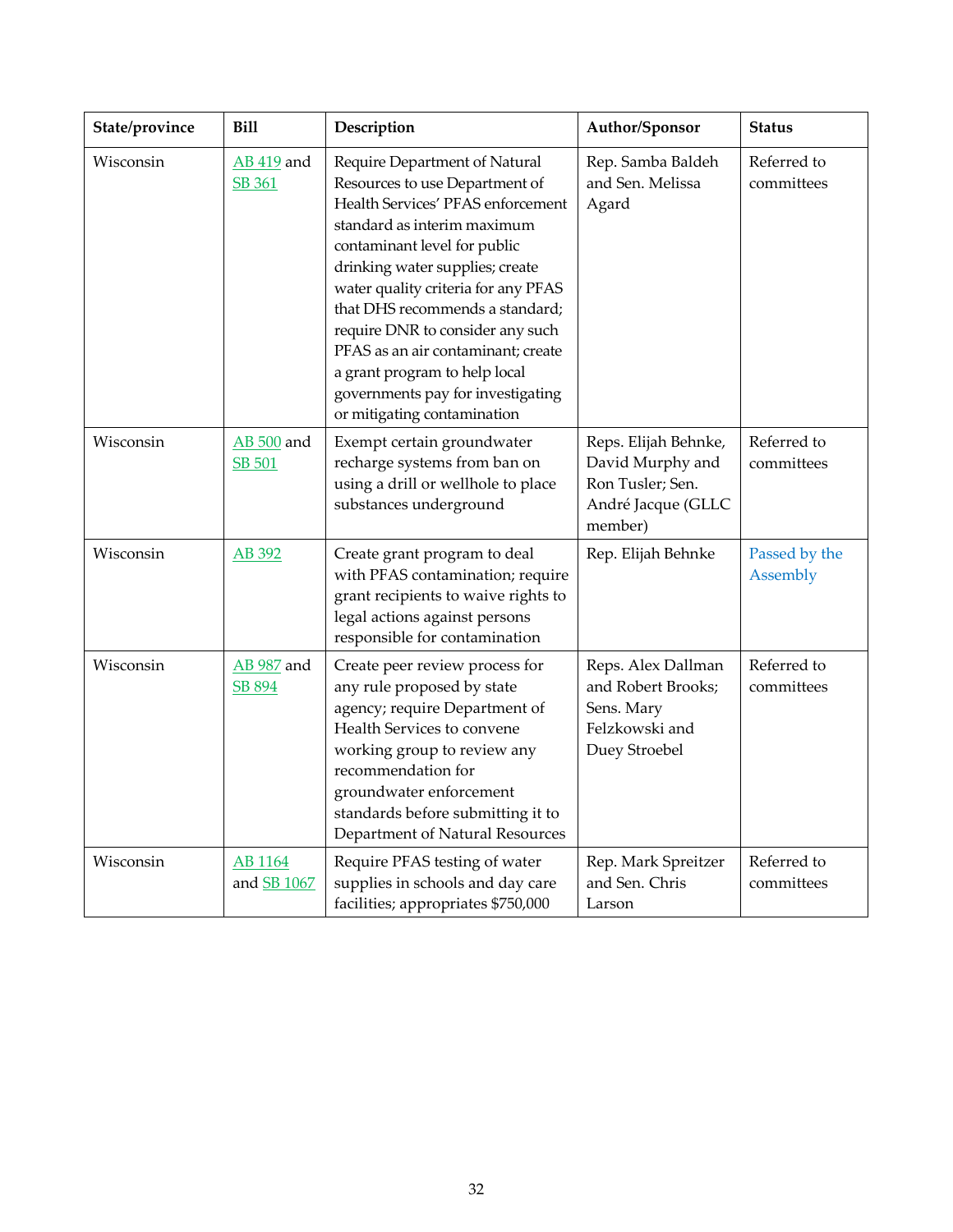| State/province | Bill | Description | Author/Sponsor | Status |
|---|---|---|---|---|
| Wisconsin | AB 419 and SB 361 | Require Department of Natural Resources to use Department of Health Services' PFAS enforcement standard as interim maximum contaminant level for public drinking water supplies; create water quality criteria for any PFAS that DHS recommends a standard; require DNR to consider any such PFAS as an air contaminant; create a grant program to help local governments pay for investigating or mitigating contamination | Rep. Samba Baldeh and Sen. Melissa Agard | Referred to committees |
| Wisconsin | AB 500 and SB 501 | Exempt certain groundwater recharge systems from ban on using a drill or wellhole to place substances underground | Reps. Elijah Behnke, David Murphy and Ron Tusler; Sen. André Jacque (GLLC member) | Referred to committees |
| Wisconsin | AB 392 | Create grant program to deal with PFAS contamination; require grant recipients to waive rights to legal actions against persons responsible for contamination | Rep. Elijah Behnke | Passed by the Assembly |
| Wisconsin | AB 987 and SB 894 | Create peer review process for any rule proposed by state agency; require Department of Health Services to convene working group to review any recommendation for groundwater enforcement standards before submitting it to Department of Natural Resources | Reps. Alex Dallman and Robert Brooks; Sens. Mary Felzkowski and Duey Stroebel | Referred to committees |
| Wisconsin | AB 1164 and SB 1067 | Require PFAS testing of water supplies in schools and day care facilities; appropriates $750,000 | Rep. Mark Spreitzer and Sen. Chris Larson | Referred to committees |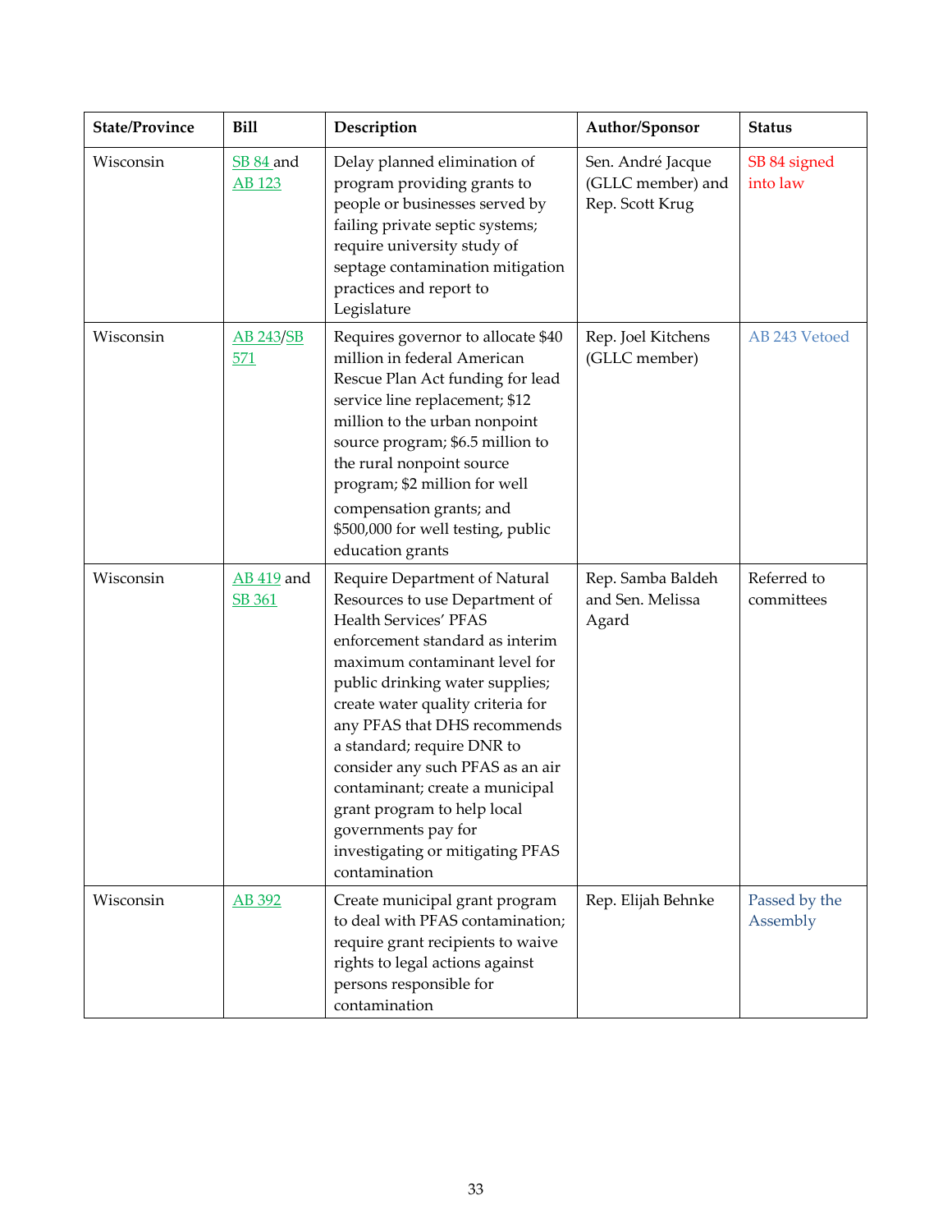| State/Province | Bill | Description | Author/Sponsor | Status |
|---|---|---|---|---|
| Wisconsin | SB 84 and AB 123 | Delay planned elimination of program providing grants to people or businesses served by failing private septic systems; require university study of septage contamination mitigation practices and report to Legislature | Sen. André Jacque (GLLC member) and Rep. Scott Krug | SB 84 signed into law |
| Wisconsin | AB 243/SB 571 | Requires governor to allocate $40 million in federal American Rescue Plan Act funding for lead service line replacement; $12 million to the urban nonpoint source program; $6.5 million to the rural nonpoint source program; $2 million for well compensation grants; and $500,000 for well testing, public education grants | Rep. Joel Kitchens (GLLC member) | AB 243 Vetoed |
| Wisconsin | AB 419 and SB 361 | Require Department of Natural Resources to use Department of Health Services' PFAS enforcement standard as interim maximum contaminant level for public drinking water supplies; create water quality criteria for any PFAS that DHS recommends a standard; require DNR to consider any such PFAS as an air contaminant; create a municipal grant program to help local governments pay for investigating or mitigating PFAS contamination | Rep. Samba Baldeh and Sen. Melissa Agard | Referred to committees |
| Wisconsin | AB 392 | Create municipal grant program to deal with PFAS contamination; require grant recipients to waive rights to legal actions against persons responsible for contamination | Rep. Elijah Behnke | Passed by the Assembly |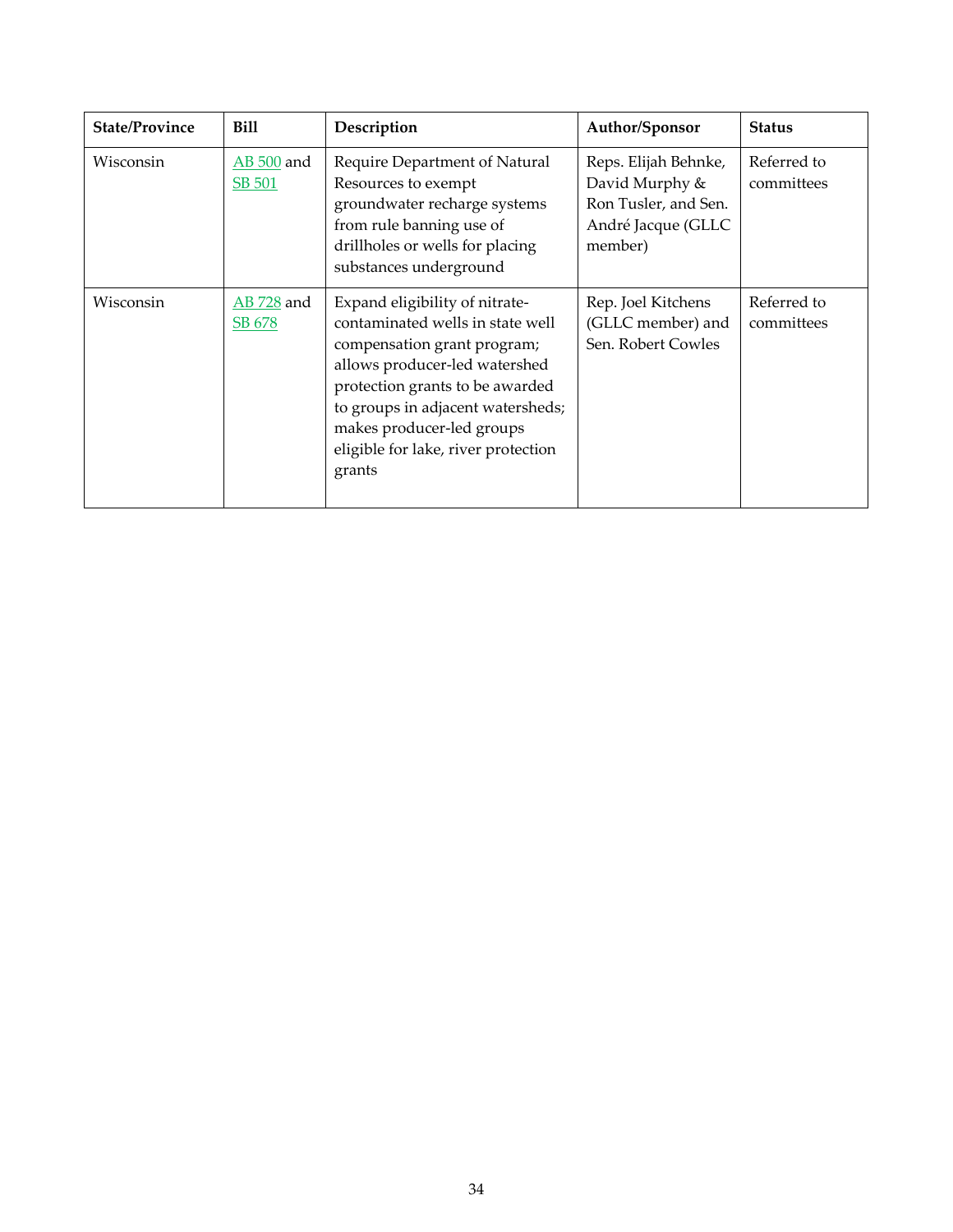| State/Province | Bill | Description | Author/Sponsor | Status |
| --- | --- | --- | --- | --- |
| Wisconsin | AB 500 and SB 501 | Require Department of Natural Resources to exempt groundwater recharge systems from rule banning use of drillholes or wells for placing substances underground | Reps. Elijah Behnke, David Murphy & Ron Tusler, and Sen. André Jacque (GLLC member) | Referred to committees |
| Wisconsin | AB 728 and SB 678 | Expand eligibility of nitrate-contaminated wells in state well compensation grant program; allows producer-led watershed protection grants to be awarded to groups in adjacent watersheds; makes producer-led groups eligible for lake, river protection grants | Rep. Joel Kitchens (GLLC member) and Sen. Robert Cowles | Referred to committees |